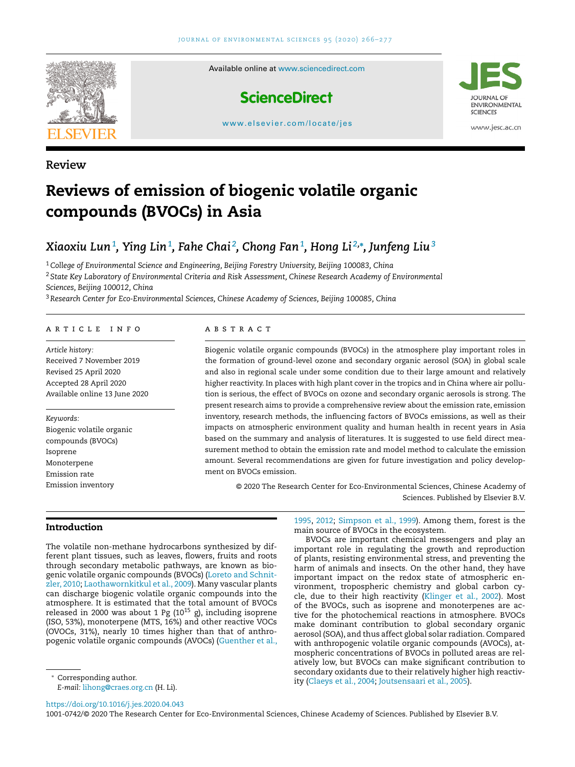Review

# Reviews of emission of biogenic volatile organic compounds (BVOCs) in Asia

*Xiaoxiu Lun*[1], *Ying Lin*[1], *Fahe Chai*[2], *Chong Fan*[1], *Hong Li*[2,*], *Junfeng Liu*[3]

[1] *College of Environmental Science and Engineering, Beijing Forestry University, Beijing 100083, China*

[2] *State Key Laboratory of Environmental Criteria and Risk Assessment, Chinese Research Academy of Environmental Sciences, Beijing 100012, China*

[3] *Research Center for Eco-Environmental Sciences, Chinese Academy of Sciences, Beijing 100085, China*

ARTICLE INFO

*Article history:*
Received 7 November 2019
Revised 25 April 2020
Accepted 28 April 2020
Available online 13 June 2020

*Keywords:*
Biogenic volatile organic compounds (BVOCs)
Isoprene
Monoterpene
Emission rate
Emission inventory

ABSTRACT

Biogenic volatile organic compounds (BVOCs) in the atmosphere play important roles in the formation of ground-level ozone and secondary organic aerosol (SOA) in global scale and also in regional scale under some condition due to their large amount and relatively higher reactivity. In places with high plant cover in the tropics and in China where air pollution is serious, the effect of BVOCs on ozone and secondary organic aerosols is strong. The present research aims to provide a comprehensive review about the emission rate, emission inventory, research methods, the influencing factors of BVOCs emissions, as well as their impacts on atmospheric environment quality and human health in recent years in Asia based on the summary and analysis of literatures. It is suggested to use field direct measurement method to obtain the emission rate and model method to calculate the emission amount. Several recommendations are given for future investigation and policy development on BVOCs emission.

© 2020 The Research Center for Eco-Environmental Sciences, Chinese Academy of Sciences. Published by Elsevier B.V.

## Introduction

The volatile non-methane hydrocarbons synthesized by different plant tissues, such as leaves, flowers, fruits and roots through secondary metabolic pathways, are known as biogenic volatile organic compounds (BVOCs) (Loreto and Schnitzler, 2010; Laothawornkitkul et al., 2009). Many vascular plants can discharge biogenic volatile organic compounds into the atmosphere. It is estimated that the total amount of BVOCs released in 2000 was about 1 Pg ($10^{15}$ g), including isoprene (ISO, 53%), monoterpene (MTS, 16%) and other reactive VOCs (OVOCs, 31%), nearly 10 times higher than that of anthropogenic volatile organic compounds (AVOCs) (Guenther et al., 1995, 2012; Simpson et al., 1999). Among them, forest is the main source of BVOCs in the ecosystem.

BVOCs are important chemical messengers and play an important role in regulating the growth and reproduction of plants, resisting environmental stress, and preventing the harm of animals and insects. On the other hand, they have important impact on the redox state of atmospheric environment, tropospheric chemistry and global carbon cycle, due to their high reactivity (Klinger et al., 2002). Most of the BVOCs, such as isoprene and monoterpenes are active for the photochemical reactions in atmosphere. BVOCs make dominant contribution to global secondary organic aerosol (SOA), and thus affect global solar radiation. Compared with anthropogenic volatile organic compounds (AVOCs), atmospheric concentrations of BVOCs in polluted areas are relatively low, but BVOCs can make significant contribution to secondary oxidants due to their relatively higher high reactivity (Claeys et al., 2004; Joutsensaari et al., 2005).

* Corresponding author.
*E-mail:* lihong@craes.org.cn (H. Li).

https://doi.org/10.1016/j.jes.2020.04.043
1001-0742/© 2020 The Research Center for Eco-Environmental Sciences, Chinese Academy of Sciences. Published by Elsevier B.V.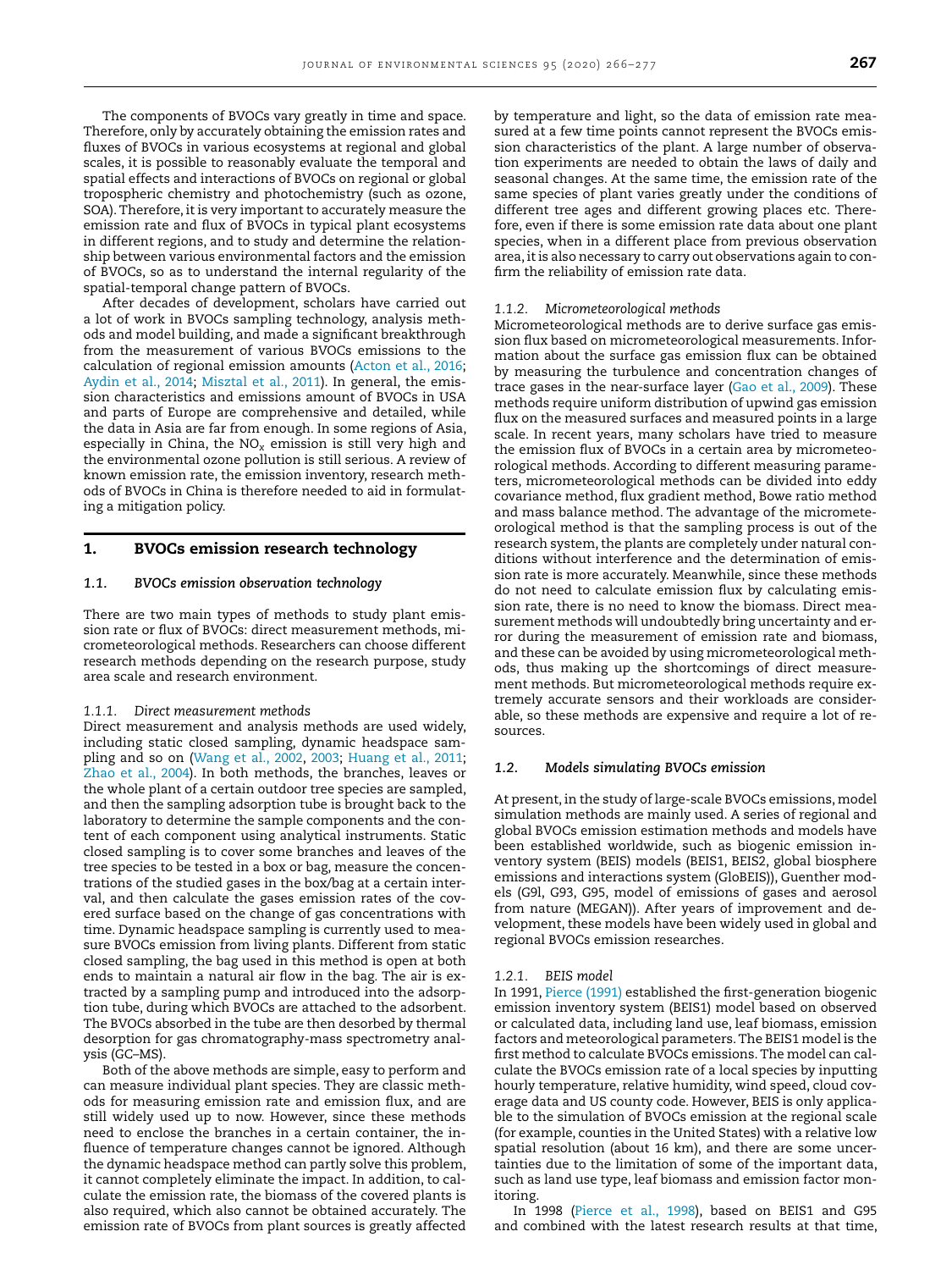The components of BVOCs vary greatly in time and space. Therefore, only by accurately obtaining the emission rates and fluxes of BVOCs in various ecosystems at regional and global scales, it is possible to reasonably evaluate the temporal and spatial effects and interactions of BVOCs on regional or global tropospheric chemistry and photochemistry (such as ozone, SOA). Therefore, it is very important to accurately measure the emission rate and flux of BVOCs in typical plant ecosystems in different regions, and to study and determine the relationship between various environmental factors and the emission of BVOCs, so as to understand the internal regularity of the spatial-temporal change pattern of BVOCs.

After decades of development, scholars have carried out a lot of work in BVOCs sampling technology, analysis methods and model building, and made a significant breakthrough from the measurement of various BVOCs emissions to the calculation of regional emission amounts (Acton et al., 2016; Aydin et al., 2014; Misztal et al., 2011). In general, the emission characteristics and emissions amount of BVOCs in USA and parts of Europe are comprehensive and detailed, while the data in Asia are far from enough. In some regions of Asia, especially in China, the $NO_x$ emission is still very high and the environmental ozone pollution is still serious. A review of known emission rate, the emission inventory, research methods of BVOCs in China is therefore needed to aid in formulating a mitigation policy.

## 1. BVOCs emission research technology

### 1.1. BVOCs emission observation technology

There are two main types of methods to study plant emission rate or flux of BVOCs: direct measurement methods, micrometeorological methods. Researchers can choose different research methods depending on the research purpose, study area scale and research environment.

#### 1.1.1. Direct measurement methods

Direct measurement and analysis methods are used widely, including static closed sampling, dynamic headspace sampling and so on (Wang et al., 2002, 2003; Huang et al., 2011; Zhao et al., 2004). In both methods, the branches, leaves or the whole plant of a certain outdoor tree species are sampled, and then the sampling adsorption tube is brought back to the laboratory to determine the sample components and the content of each component using analytical instruments. Static closed sampling is to cover some branches and leaves of the tree species to be tested in a box or bag, measure the concentrations of the studied gases in the box/bag at a certain interval, and then calculate the gases emission rates of the covered surface based on the change of gas concentrations with time. Dynamic headspace sampling is currently used to measure BVOCs emission from living plants. Different from static closed sampling, the bag used in this method is open at both ends to maintain a natural air flow in the bag. The air is extracted by a sampling pump and introduced into the adsorption tube, during which BVOCs are attached to the adsorbent. The BVOCs absorbed in the tube are then desorbed by thermal desorption for gas chromatography-mass spectrometry analysis (GC–MS).

Both of the above methods are simple, easy to perform and can measure individual plant species. They are classic methods for measuring emission rate and emission flux, and are still widely used up to now. However, since these methods need to enclose the branches in a certain container, the influence of temperature changes cannot be ignored. Although the dynamic headspace method can partly solve this problem, it cannot completely eliminate the impact. In addition, to calculate the emission rate, the biomass of the covered plants is also required, which also cannot be obtained accurately. The emission rate of BVOCs from plant sources is greatly affected by temperature and light, so the data of emission rate measured at a few time points cannot represent the BVOCs emission characteristics of the plant. A large number of observation experiments are needed to obtain the laws of daily and seasonal changes. At the same time, the emission rate of the same species of plant varies greatly under the conditions of different tree ages and different growing places etc. Therefore, even if there is some emission rate data about one plant species, when in a different place from previous observation area, it is also necessary to carry out observations again to confirm the reliability of emission rate data.

#### 1.1.2. Micrometeorological methods

Micrometeorological methods are to derive surface gas emission flux based on micrometeorological measurements. Information about the surface gas emission flux can be obtained by measuring the turbulence and concentration changes of trace gases in the near-surface layer (Gao et al., 2009). These methods require uniform distribution of upwind gas emission flux on the measured surfaces and measured points in a large scale. In recent years, many scholars have tried to measure the emission flux of BVOCs in a certain area by micrometeorological methods. According to different measuring parameters, micrometeorological methods can be divided into eddy covariance method, flux gradient method, Bowe ratio method and mass balance method. The advantage of the micrometeorological method is that the sampling process is out of the research system, the plants are completely under natural conditions without interference and the determination of emission rate is more accurately. Meanwhile, since these methods do not need to calculate emission flux by calculating emission rate, there is no need to know the biomass. Direct measurement methods will undoubtedly bring uncertainty and error during the measurement of emission rate and biomass, and these can be avoided by using micrometeorological methods, thus making up the shortcomings of direct measurement methods. But micrometeorological methods require extremely accurate sensors and their workloads are considerable, so these methods are expensive and require a lot of resources.

### 1.2. Models simulating BVOCs emission

At present, in the study of large-scale BVOCs emissions, model simulation methods are mainly used. A series of regional and global BVOCs emission estimation methods and models have been established worldwide, such as biogenic emission inventory system (BEIS) models (BEIS1, BEIS2, global biosphere emissions and interactions system (GloBEIS)), Guenther models (G9l, G93, G95, model of emissions of gases and aerosol from nature (MEGAN)). After years of improvement and development, these models have been widely used in global and regional BVOCs emission researches.

#### 1.2.1. BEIS model

In 1991, Pierce (1991) established the first-generation biogenic emission inventory system (BEIS1) model based on observed or calculated data, including land use, leaf biomass, emission factors and meteorological parameters. The BEIS1 model is the first method to calculate BVOCs emissions. The model can calculate the BVOCs emission rate of a local species by inputting hourly temperature, relative humidity, wind speed, cloud coverage data and US county code. However, BEIS is only applicable to the simulation of BVOCs emission at the regional scale (for example, counties in the United States) with a relative low spatial resolution (about 16 km), and there are some uncertainties due to the limitation of some of the important data, such as land use type, leaf biomass and emission factor monitoring.

In 1998 (Pierce et al., 1998), based on BEIS1 and G95 and combined with the latest research results at that time,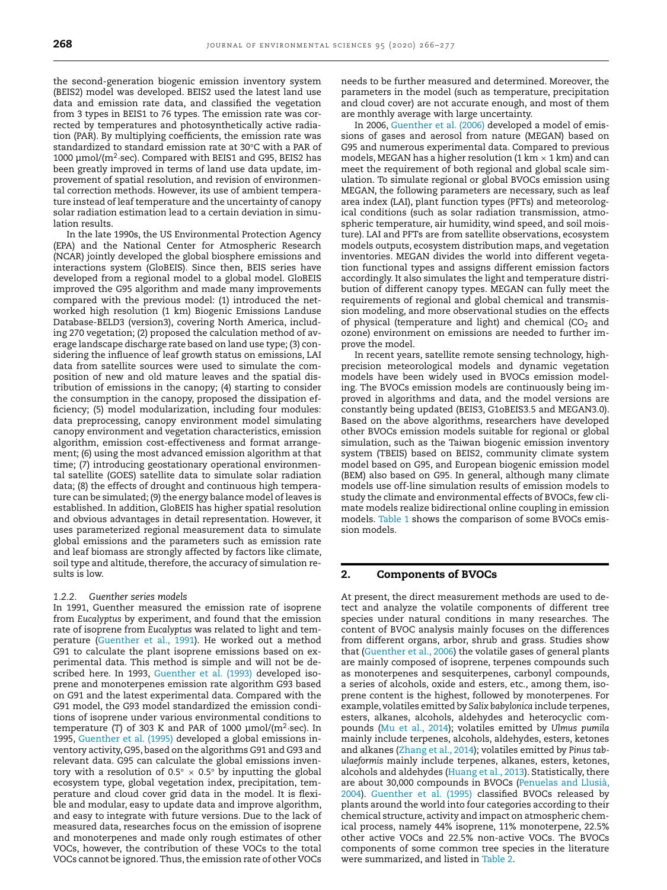the second-generation biogenic emission inventory system (BEIS2) model was developed. BEIS2 used the latest land use data and emission rate data, and classified the vegetation from 3 types in BEIS1 to 76 types. The emission rate was corrected by temperatures and photosynthetically active radiation (PAR). By multiplying coefficients, the emission rate was standardized to standard emission rate at 30°C with a PAR of 1000 μmol/($m^2$·sec). Compared with BEIS1 and G95, BEIS2 has been greatly improved in terms of land use data update, improvement of spatial resolution, and revision of environmental correction methods. However, its use of ambient temperature instead of leaf temperature and the uncertainty of canopy solar radiation estimation lead to a certain deviation in simulation results.

In the late 1990s, the US Environmental Protection Agency (EPA) and the National Center for Atmospheric Research (NCAR) jointly developed the global biosphere emissions and interactions system (GloBEIS). Since then, BEIS series have developed from a regional model to a global model. GloBEIS improved the G95 algorithm and made many improvements compared with the previous model: (1) introduced the networked high resolution (1 km) Biogenic Emissions Landuse Database-BELD3 (version3), covering North America, including 270 vegetation; (2) proposed the calculation method of average landscape discharge rate based on land use type; (3) considering the influence of leaf growth status on emissions, LAI data from satellite sources were used to simulate the composition of new and old mature leaves and the spatial distribution of emissions in the canopy; (4) starting to consider the consumption in the canopy, proposed the dissipation efficiency; (5) model modularization, including four modules: data preprocessing, canopy environment model simulating canopy environment and vegetation characteristics, emission algorithm, emission cost-effectiveness and format arrangement; (6) using the most advanced emission algorithm at that time; (7) introducing geostationary operational environmental satellite (GOES) satellite data to simulate solar radiation data; (8) the effects of drought and continuous high temperature can be simulated; (9) the energy balance model of leaves is established. In addition, GloBEIS has higher spatial resolution and obvious advantages in detail representation. However, it uses parameterized regional measurement data to simulate global emissions and the parameters such as emission rate and leaf biomass are strongly affected by factors like climate, soil type and altitude, therefore, the accuracy of simulation results is low.

### 1.2.2. Guenther series models

In 1991, Guenther measured the emission rate of isoprene from *Eucalyptus* by experiment, and found that the emission rate of isoprene from *Eucalyptus* was related to light and temperature (Guenther et al., 1991). He worked out a method G91 to calculate the plant isoprene emissions based on experimental data. This method is simple and will not be described here. In 1993, Guenther et al. (1993) developed isoprene and monoterpenes emission rate algorithm G93 based on G91 and the latest experimental data. Compared with the G91 model, the G93 model standardized the emission conditions of isoprene under various environmental conditions to temperature ($T$) of 303 K and PAR of 1000 μmol/($m^2$·sec). In 1995, Guenther et al. (1995) developed a global emissions inventory activity, G95, based on the algorithms G91 and G93 and relevant data. G95 can calculate the global emissions inventory with a resolution of 0.5° × 0.5° by inputting the global ecosystem type, global vegetation index, precipitation, temperature and cloud cover grid data in the model. It is flexible and modular, easy to update data and improve algorithm, and easy to integrate with future versions. Due to the lack of measured data, researches focus on the emission of isoprene and monoterpenes and made only rough estimates of other VOCs, however, the contribution of these VOCs to the total VOCs cannot be ignored. Thus, the emission rate of other VOCs needs to be further measured and determined. Moreover, the parameters in the model (such as temperature, precipitation and cloud cover) are not accurate enough, and most of them are monthly average with large uncertainty.

In 2006, Guenther et al. (2006) developed a model of emissions of gases and aerosol from nature (MEGAN) based on G95 and numerous experimental data. Compared to previous models, MEGAN has a higher resolution (1 km × 1 km) and can meet the requirement of both regional and global scale simulation. To simulate regional or global BVOCs emission using MEGAN, the following parameters are necessary, such as leaf area index (LAI), plant function types (PFTs) and meteorological conditions (such as solar radiation transmission, atmospheric temperature, air humidity, wind speed, and soil moisture). LAI and PFTs are from satellite observations, ecosystem models outputs, ecosystem distribution maps, and vegetation inventories. MEGAN divides the world into different vegetation functional types and assigns different emission factors accordingly. It also simulates the light and temperature distribution of different canopy types. MEGAN can fully meet the requirements of regional and global chemical and transmission modeling, and more observational studies on the effects of physical (temperature and light) and chemical ($CO_2$ and ozone) environment on emissions are needed to further improve the model.

In recent years, satellite remote sensing technology, high-precision meteorological models and dynamic vegetation models have been widely used in BVOCs emission modeling. The BVOCs emission models are continuously being improved in algorithms and data, and the model versions are constantly being updated (BEIS3, G1oBEIS3.5 and MEGAN3.0). Based on the above algorithms, researchers have developed other BVOCs emission models suitable for regional or global simulation, such as the Taiwan biogenic emission inventory system (TBEIS) based on BEIS2, community climate system model based on G95, and European biogenic emission model (BEM) also based on G95. In general, although many climate models use off-line simulation results of emission models to study the climate and environmental effects of BVOCs, few climate models realize bidirectional online coupling in emission models. Table 1 shows the comparison of some BVOCs emission models.

## 2. Components of BVOCs

At present, the direct measurement methods are used to detect and analyze the volatile components of different tree species under natural conditions in many researches. The content of BVOC analysis mainly focuses on the differences from different organs, arbor, shrub and grass. Studies show that (Guenther et al., 2006) the volatile gases of general plants are mainly composed of isoprene, terpenes compounds such as monoterpenes and sesquiterpenes, carbonyl compounds, a series of alcohols, oxide and esters, etc., among them, isoprene content is the highest, followed by monoterpenes. For example, volatiles emitted by *Salix babylonica* include terpenes, esters, alkanes, alcohols, aldehydes and heterocyclic compounds (Mu et al., 2014); volatiles emitted by *Ulmus pumila* mainly include terpenes, alcohols, aldehydes, esters, ketones and alkanes (Zhang et al., 2014); volatiles emitted by *Pinus tabulaeformis* mainly include terpenes, alkanes, esters, ketones, alcohols and aldehydes (Huang et al., 2013). Statistically, there are about 30,000 compounds in BVOCs (Penuelas and Llusià, 2004). Guenther et al. (1995) classified BVOCs released by plants around the world into four categories according to their chemical structure, activity and impact on atmospheric chemical process, namely 44% isoprene, 11% monoterpene, 22.5% other active VOCs and 22.5% non-active VOCs. The BVOCs components of some common tree species in the literature were summarized, and listed in Table 2.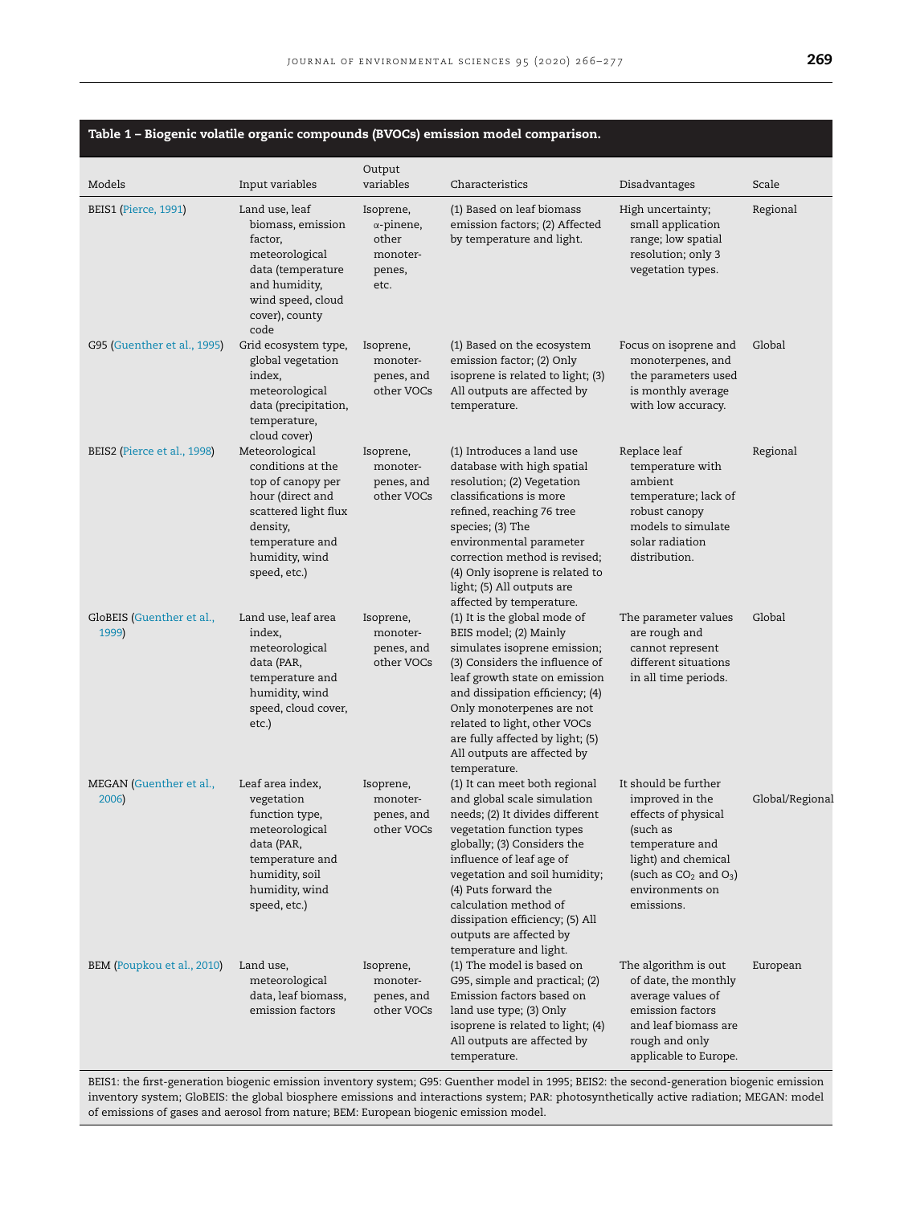**Table 1 – Biogenic volatile organic compounds (BVOCs) emission model comparison.**

| Models | Input variables | Output variables | Characteristics | Disadvantages | Scale |
|---|---|---|---|---|---|
| BEIS1 (Pierce, 1991) | Land use, leaf biomass, emission factor, meteorological data (temperature and humidity, wind speed, cloud cover), county code | Isoprene, α-pinene, other monoterpenes, etc. | (1) Based on leaf biomass emission factors; (2) Affected by temperature and light. | High uncertainty; small application range; low spatial resolution; only 3 vegetation types. | Regional |
| G95 (Guenther et al., 1995) | Grid ecosystem type, global vegetation index, meteorological data (precipitation, temperature, cloud cover) | Isoprene, monoterpenes, and other VOCs | (1) Based on the ecosystem emission factor; (2) Only isoprene is related to light; (3) All outputs are affected by temperature. | Focus on isoprene and monoterpenes, and the parameters used is monthly average with low accuracy. | Global |
| BEIS2 (Pierce et al., 1998) | Meteorological conditions at the top of canopy per hour (direct and scattered light flux density, temperature and humidity, wind speed, etc.) | Isoprene, monoterpenes, and other VOCs | (1) Introduces a land use database with high spatial resolution; (2) Vegetation classifications is more refined, reaching 76 tree species; (3) The environmental parameter correction method is revised; (4) Only isoprene is related to light; (5) All outputs are affected by temperature. | Replace leaf temperature with ambient temperature; lack of robust canopy models to simulate solar radiation distribution. | Regional |
| GloBEIS (Guenther et al., 1999) | Land use, leaf area index, meteorological data (PAR, temperature and humidity, wind speed, cloud cover, etc.) | Isoprene, monoterpenes, and other VOCs | (1) It is the global mode of BEIS model; (2) Mainly simulates isoprene emission; (3) Considers the influence of leaf growth state on emission and dissipation efficiency; (4) Only monoterpenes are not related to light, other VOCs are fully affected by light; (5) All outputs are affected by temperature. | The parameter values are rough and cannot represent different situations in all time periods. | Global |
| MEGAN (Guenther et al., 2006) | Leaf area index, vegetation function type, meteorological data (PAR, temperature and humidity, soil humidity, wind speed, etc.) | Isoprene, monoterpenes, and other VOCs | (1) It can meet both regional and global scale simulation needs; (2) It divides different vegetation function types globally; (3) Considers the influence of leaf age of vegetation and soil humidity; (4) Puts forward the calculation method of dissipation efficiency; (5) All outputs are affected by temperature and light. | It should be further improved in the effects of physical (such as temperature and light) and chemical (such as $CO_2$ and $O_3$) environments on emissions. | Global/Regional |
| BEM (Poupkou et al., 2010) | Land use, meteorological data, leaf biomass, emission factors | Isoprene, monoterpenes, and other VOCs | (1) The model is based on G95, simple and practical; (2) Emission factors based on land use type; (3) Only isoprene is related to light; (4) All outputs are affected by temperature. | The algorithm is out of date, the monthly average values of emission factors and leaf biomass are rough and only applicable to Europe. | European |

BEIS1: the first-generation biogenic emission inventory system; G95: Guenther model in 1995; BEIS2: the second-generation biogenic emission inventory system; GloBEIS: the global biosphere emissions and interactions system; PAR: photosynthetically active radiation; MEGAN: model of emissions of gases and aerosol from nature; BEM: European biogenic emission model.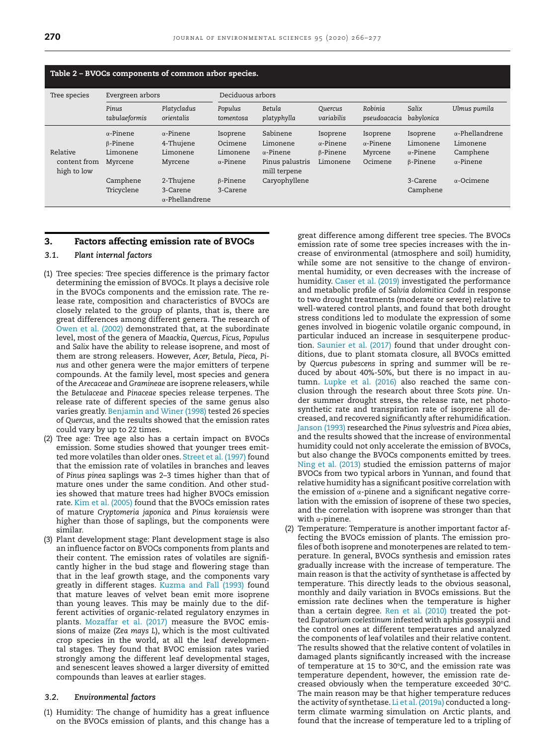**Table 2 – BVOCs components of common arbor species.**

| Tree species | Evergreen arbors | | Deciduous arbors | | | | | |
|---|---|---|---|---|---|---|---|---|
| | *Pinus tabulaeformis* | *Platycladus orientalis* | *Populus tomentosa* | *Betula platyphylla* | *Quercus variabilis* | *Robinia pseudoacacia* | *Salix babylonica* | *Ulmus pumila* |
| Relative content from high to low | α-Pinene<br>β-Pinene<br>Limonene<br>Myrcene<br>Camphene<br>Tricyclene | α-Pinene<br>4-Thujene<br>Limonene<br>Myrcene<br>2-Thujene<br>3-Carene<br>α-Phellandrene | Isoprene<br>Ocimene<br>Limonene<br>α-Pinene<br>β-Pinene<br>3-Carene | Sabinene<br>Limonene<br>α-Pinene<br>Pinus palustris mill terpene<br>Caryophyllene | Isoprene<br>α-Pinene<br>β-Pinene<br>Limonene | Isoprene<br>α-Pinene<br>Myrcene<br>Ocimene | Isoprene<br>Limonene<br>α-Pinene<br>β-Pinene<br>3-Carene<br>Camphene | α-Phellandrene<br>Limonene<br>Camphene<br>α-Pinene<br>α-Ocimene |

## 3. Factors affecting emission rate of BVOCs

### 3.1. Plant internal factors

(1) Tree species: Tree species difference is the primary factor determining the emission of BVOCs. It plays a decisive role in the BVOCs components and the emission rate. The release rate, composition and characteristics of BVOCs are closely related to the group of plants, that is, there are great differences among different genera. The research of Owen et al. (2002) demonstrated that, at the subordinate level, most of the genera of *Maackia, Quercus, Ficus, Populus* and *Salix* have the ability to release isoprene, and most of them are strong releasers. However, *Acer, Betula, Pieca, Pinus* and other genera were the major emitters of terpene compounds. At the family level, most species and genera of the *Arecaceae* and *Gramineae* are isoprene releasers, while the *Betulaceae* and *Pinaceae* species release terpenes. The release rate of different species of the same genus also varies greatly. Benjamin and Winer (1998) tested 26 species of *Quercus*, and the results showed that the emission rates could vary by up to 22 times.

(2) Tree age: Tree age also has a certain impact on BVOCs emission. Some studies showed that younger trees emitted more volatiles than older ones. Street et al. (1997) found that the emission rate of volatiles in branches and leaves of *Pinus pinea* saplings was 2–3 times higher than that of mature ones under the same condition. And other studies showed that mature trees had higher BVOCs emission rate. Kim et al. (2005) found that the BVOCs emission rates of mature *Cryptomeria japonica* and *Pinus koraiensis* were higher than those of saplings, but the components were similar.

(3) Plant development stage: Plant development stage is also an influence factor on BVOCs components from plants and their content. The emission rates of volatiles are significantly higher in the bud stage and flowering stage than that in the leaf growth stage, and the components vary greatly in different stages. Kuzma and Fall (1993) found that mature leaves of velvet bean emit more isoprene than young leaves. This may be mainly due to the different activities of organic-related regulatory enzymes in plants. Mozaffar et al. (2017) measure the BVOC emissions of maize (*Zea mays L*), which is the most cultivated crop species in the world, at all the leaf developmental stages. They found that BVOC emission rates varied strongly among the different leaf developmental stages, and senescent leaves showed a larger diversity of emitted compounds than leaves at earlier stages.

### 3.2. Environmental factors

(1) Humidity: The change of humidity has a great influence on the BVOCs emission of plants, and this change has a great difference among different tree species. The BVOCs emission rate of some tree species increases with the increase of environmental (atmosphere and soil) humidity, while some are not sensitive to the change of environmental humidity, or even decreases with the increase of humidity. Caser et al. (2019) investigated the performance and metabolic profile of *Salvia dolomitica Codd* in response to two drought treatments (moderate or severe) relative to well-watered control plants, and found that both drought stress conditions led to modulate the expression of some genes involved in biogenic volatile organic compound, in particular induced an increase in sesquiterpene production. Saunier et al. (2017) found that under drought conditions, due to plant stomata closure, all BVOCs emitted by *Quercus pubescens* in spring and summer will be reduced by about 40%-50%, but there is no impact in autumn. Lupke et al. (2016) also reached the same conclusion through the research about three *Scots pine*. Under summer drought stress, the release rate, net photosynthetic rate and transpiration rate of isoprene all decreased, and recovered significantly after rehumidification. Janson (1993) researched the *Pinus sylvestris* and *Picea abies*, and the results showed that the increase of environmental humidity could not only accelerate the emission of BVOCs, but also change the BVOCs components emitted by trees. Ning et al. (2013) studied the emission patterns of major BVOCs from two typical arbors in Yunnan, and found that relative humidity has a significant positive correlation with the emission of α-pinene and a significant negative correlation with the emission of isoprene of these two species, and the correlation with isoprene was stronger than that with α-pinene.

(2) Temperature: Temperature is another important factor affecting the BVOCs emission of plants. The emission profiles of both isoprene and monoterpenes are related to temperature. In general, BVOCs synthesis and emission rates gradually increase with the increase of temperature. The main reason is that the activity of synthetase is affected by temperature. This directly leads to the obvious seasonal, monthly and daily variation in BVOCs emissions. But the emission rate declines when the temperature is higher than a certain degree. Ren et al. (2010) treated the potted *Eupatorium coelestinum* infested with aphis gossypii and the control ones at different temperatures and analyzed the components of leaf volatiles and their relative content. The results showed that the relative content of volatiles in damaged plants significantly increased with the increase of temperature at 15 to 30°C, and the emission rate was temperature dependent, however, the emission rate decreased obviously when the temperature exceeded 30°C. The main reason may be that higher temperature reduces the activity of synthetase. Li et al. (2019a) conducted a long-term climate warming simulation on Arctic plants, and found that the increase of temperature led to a tripling of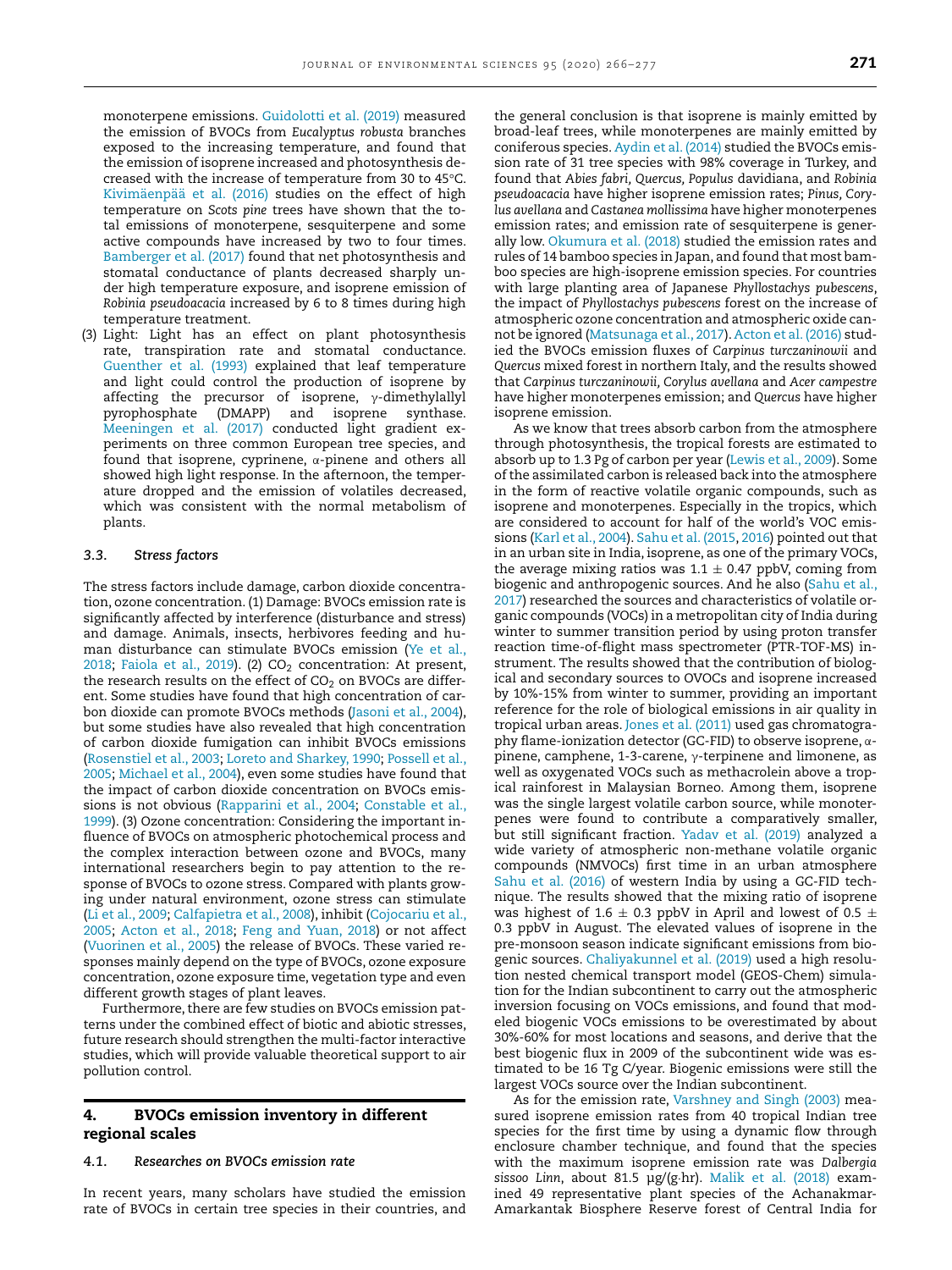monoterpene emissions. Guidolotti et al. (2019) measured the emission of BVOCs from *Eucalyptus robusta* branches exposed to the increasing temperature, and found that the emission of isoprene increased and photosynthesis decreased with the increase of temperature from 30 to 45°C. Kivimäenpää et al. (2016) studies on the effect of high temperature on *Scots pine* trees have shown that the total emissions of monoterpene, sesquiterpene and some active compounds have increased by two to four times. Bamberger et al. (2017) found that net photosynthesis and stomatal conductance of plants decreased sharply under high temperature exposure, and isoprene emission of *Robinia pseudoacacia* increased by 6 to 8 times during high temperature treatment.

(3) Light: Light has an effect on plant photosynthesis rate, transpiration rate and stomatal conductance. Guenther et al. (1993) explained that leaf temperature and light could control the production of isoprene by affecting the precursor of isoprene, γ-dimethylallyl pyrophosphate (DMAPP) and isoprene synthase. Meeningen et al. (2017) conducted light gradient experiments on three common European tree species, and found that isoprene, cyprinene, α-pinene and others all showed high light response. In the afternoon, the temperature dropped and the emission of volatiles decreased, which was consistent with the normal metabolism of plants.

### 3.3. Stress factors

The stress factors include damage, carbon dioxide concentration, ozone concentration. (1) Damage: BVOCs emission rate is significantly affected by interference (disturbance and stress) and damage. Animals, insects, herbivores feeding and human disturbance can stimulate BVOCs emission (Ye et al., 2018; Faiola et al., 2019). (2) $CO_2$ concentration: At present, the research results on the effect of $CO_2$ on BVOCs are different. Some studies have found that high concentration of carbon dioxide can promote BVOCs methods (Jasoni et al., 2004), but some studies have also revealed that high concentration of carbon dioxide fumigation can inhibit BVOCs emissions (Rosenstiel et al., 2003; Loreto and Sharkey, 1990; Possell et al., 2005; Michael et al., 2004), even some studies have found that the impact of carbon dioxide concentration on BVOCs emissions is not obvious (Rapparini et al., 2004; Constable et al., 1999). (3) Ozone concentration: Considering the important influence of BVOCs on atmospheric photochemical process and the complex interaction between ozone and BVOCs, many international researchers begin to pay attention to the response of BVOCs to ozone stress. Compared with plants growing under natural environment, ozone stress can stimulate (Li et al., 2009; Calfapietra et al., 2008), inhibit (Cojocariu et al., 2005; Acton et al., 2018; Feng and Yuan, 2018) or not affect (Vuorinen et al., 2005) the release of BVOCs. These varied responses mainly depend on the type of BVOCs, ozone exposure concentration, ozone exposure time, vegetation type and even different growth stages of plant leaves.

Furthermore, there are few studies on BVOCs emission patterns under the combined effect of biotic and abiotic stresses, future research should strengthen the multi-factor interactive studies, which will provide valuable theoretical support to air pollution control.

## 4. BVOCs emission inventory in different regional scales

### 4.1. Researches on BVOCs emission rate

In recent years, many scholars have studied the emission rate of BVOCs in certain tree species in their countries, and the general conclusion is that isoprene is mainly emitted by broad-leaf trees, while monoterpenes are mainly emitted by coniferous species. Aydin et al. (2014) studied the BVOCs emission rate of 31 tree species with 98% coverage in Turkey, and found that *Abies fabri, Quercus, Populus* davidiana, and *Robinia pseudoacacia* have higher isoprene emission rates; *Pinus, Corylus avellana* and *Castanea mollissima* have higher monoterpenes emission rates; and emission rate of sesquiterpene is generally low. Okumura et al. (2018) studied the emission rates and rules of 14 bamboo species in Japan, and found that most bamboo species are high-isoprene emission species. For countries with large planting area of Japanese *Phyllostachys pubescens*, the impact of *Phyllostachys pubescens* forest on the increase of atmospheric ozone concentration and atmospheric oxide cannot be ignored (Matsunaga et al., 2017). Acton et al. (2016) studied the BVOCs emission fluxes of *Carpinus turczaninowii* and *Quercus* mixed forest in northern Italy, and the results showed that *Carpinus turczaninowii, Corylus avellana* and *Acer campestre* have higher monoterpenes emission; and *Quercus* have higher isoprene emission.

As we know that trees absorb carbon from the atmosphere through photosynthesis, the tropical forests are estimated to absorb up to 1.3 Pg of carbon per year (Lewis et al., 2009). Some of the assimilated carbon is released back into the atmosphere in the form of reactive volatile organic compounds, such as isoprene and monoterpenes. Especially in the tropics, which are considered to account for half of the world's VOC emissions (Karl et al., 2004). Sahu et al. (2015, 2016) pointed out that in an urban site in India, isoprene, as one of the primary VOCs, the average mixing ratios was 1.1 ± 0.47 ppbV, coming from biogenic and anthropogenic sources. And he also (Sahu et al., 2017) researched the sources and characteristics of volatile organic compounds (VOCs) in a metropolitan city of India during winter to summer transition period by using proton transfer reaction time-of-flight mass spectrometer (PTR-TOF-MS) instrument. The results showed that the contribution of biological and secondary sources to OVOCs and isoprene increased by 10%-15% from winter to summer, providing an important reference for the role of biological emissions in air quality in tropical urban areas. Jones et al. (2011) used gas chromatography flame-ionization detector (GC-FID) to observe isoprene, α-pinene, camphene, 1-3-carene, γ-terpinene and limonene, as well as oxygenated VOCs such as methacrolein above a tropical rainforest in Malaysian Borneo. Among them, isoprene was the single largest volatile carbon source, while monoterpenes were found to contribute a comparatively smaller, but still significant fraction. Yadav et al. (2019) analyzed a wide variety of atmospheric non-methane volatile organic compounds (NMVOCs) first time in an urban atmosphere Sahu et al. (2016) of western India by using a GC-FID technique. The results showed that the mixing ratio of isoprene was highest of 1.6 ± 0.3 ppbV in April and lowest of 0.5 ± 0.3 ppbV in August. The elevated values of isoprene in the pre-monsoon season indicate significant emissions from biogenic sources. Chaliyakunnel et al. (2019) used a high resolution nested chemical transport model (GEOS-Chem) simulation for the Indian subcontinent to carry out the atmospheric inversion focusing on VOCs emissions, and found that modeled biogenic VOCs emissions to be overestimated by about 30%-60% for most locations and seasons, and derive that the best biogenic flux in 2009 of the subcontinent wide was estimated to be 16 Tg C/year. Biogenic emissions were still the largest VOCs source over the Indian subcontinent.

As for the emission rate, Varshney and Singh (2003) measured isoprene emission rates from 40 tropical Indian tree species for the first time by using a dynamic flow through enclosure chamber technique, and found that the species with the maximum isoprene emission rate was *Dalbergia sissoo Linn*, about 81.5 μg/(g·hr). Malik et al. (2018) examined 49 representative plant species of the Achanakmar-Amarkantak Biosphere Reserve forest of Central India for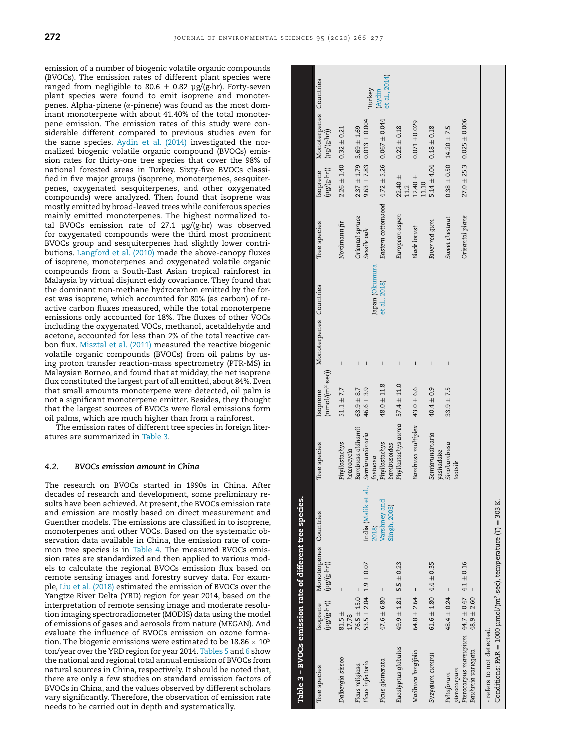emission of a number of biogenic volatile organic compounds (BVOCs). The emission rates of different plant species were ranged from negligible to 80.6 ± 0.82 μg/(g·hr). Forty-seven plant species were found to emit isoprene and monoterpenes. Alpha-pinene (α-pinene) was found as the most dominant monoterpene with about 41.40% of the total monoterpene emission. The emission rates of this study were considerable different compared to previous studies even for the same species. Aydin et al. (2014) investigated the normalized biogenic volatile organic compound (BVOCs) emission rates for thirty-one tree species that cover the 98% of national forested areas in Turkey. Sixty-five BVOCs classified in five major groups (isoprene, monoterpenes, sesquiterpenes, oxygenated sesquiterpenes, and other oxygenated compounds) were analyzed. Then found that isoprene was mostly emitted by broad-leaved trees while coniferous species mainly emitted monoterpenes. The highest normalized total BVOCs emission rate of 27.1 μg/(g·hr) was observed for oxygenated compounds were the third most prominent BVOCs group and sesquiterpenes had slightly lower contributions. Langford et al. (2010) made the above-canopy fluxes of isoprene, monoterpenes and oxygenated volatile organic compounds from a South-East Asian tropical rainforest in Malaysia by virtual disjunct eddy covariance. They found that the dominant non-methane hydrocarbon emitted by the forest was isoprene, which accounted for 80% (as carbon) of reactive carbon fluxes measured, while the total monoterpene emissions only accounted for 18%. The fluxes of other VOCs including the oxygenated VOCs, methanol, acetaldehyde and acetone, accounted for less than 2% of the total reactive carbon flux. Misztal et al. (2011) measured the reactive biogenic volatile organic compounds (BVOCs) from oil palms by using proton transfer reaction-mass spectrometry (PTR-MS) in Malaysian Borneo, and found that at midday, the net isoprene flux constituted the largest part of all emitted, about 84%. Even that small amounts monoterpene were detected, oil palm is not a significant monoterpene emitter. Besides, they thought that the largest sources of BVOCs were floral emissions form oil palms, which are much higher than from a rainforest.

The emission rates of different tree species in foreign literatures are summarized in Table 3.

### 4.2. BVOCs emission amount in China

The research on BVOCs started in 1990s in China. After decades of research and development, some preliminary results have been achieved. At present, the BVOCs emission rate and emission are mostly based on direct measurement and Guenther models. The emissions are classified in to isoprene, monoterpenes and other VOCs. Based on the systematic observation data available in China, the emission rate of common tree species is in Table 4. The measured BVOCs emission rates are standardized and then applied to various models to calculate the regional BVOCs emission flux based on remote sensing images and forestry survey data. For example, Liu et al. (2018) estimated the emission of BVOCs over the Yangtze River Delta (YRD) region for year 2014, based on the interpretation of remote sensing image and moderate resolution imaging spectroradiometer (MODIS) data using the model of emissions of gases and aerosols from nature (MEGAN). And evaluate the influence of BVOCs emission on ozone formation. The biogenic emissions were estimated to be $18.86 \times 10^5$ ton/year over the YRD region for year 2014. Tables 5 and 6 show the national and regional total annual emission of BVOCs from natural sources in China, respectively. It should be noted that, there are only a few studies on standard emission factors of BVOCs in China, and the values observed by different scholars vary significantly. Therefore, the observation of emission rate needs to be carried out in depth and systematically.

**Table 3 – BVOCs emission rate of different tree species.**

| Tree species | Isoprene (μg/(g·hr)) | Monoterpenes (μg/(g·hr)) | Countries | Tree species | Isoprene (nmol/(m² sec)) | Monoterpenes | Countries | Tree species | Isoprene (μg/(g·hr)) | Monoterpenes (μg/(g·hr)) | Countries |
|---|---|---|---|---|---|---|---|---|---|---|---|
| *Dalbergia sissoo* | 81.5 ± 17.78 | - | India (Malik et al., 2018; Varshney and Singh, 2003) | *Phyllostachys heterocycla* | 51.1 ± 7.7 | - | Japan (Okumura et al., 2018) | *Nordmann fir* | 2.26 ± 1.40 | 0.32 ± 0.21 | Turkey (Aydin et al., 2014) |
| *Ficus religiosa* | 76.5 ± 15.0 | - | | *Bambusa oldhamii* | 63.9 ± 8.7 | - | | *Oriental spruce* | 2.37 ± 1.79 | 3.69 ± 1.69 | |
| *Ficus infectoria* | 53.5 ± 2.04 | 1.9 ± 0.07 | | *Semiarundinaria fastuosa* | 46.6 ± 3.9 | - | | *Sessile oak* | 9.63 ± 7.83 | 0.013 ± 0.004 | |
| *Ficus glomerata* | 47.6 ± 6.80 | - | | *Phyllostachys bambusoides* | 48.0 ± 11.8 | - | | *Eastern cottonwood* | 4.72 ± 5.26 | 0.067 ± 0.044 | |
| *Eucalyptus globulus* | 49.9 ± 1.81 | 5.5 ± 0.23 | | *Phyllostachys aurea* | 57.4 ± 11.0 | - | | *European aspen* | 22.40 ± 11.2 | 0.22 ± 0.18 | |
| *Madhuca longifolia* | 64.8 ± 2.64 | - | | *Bambusa multiplex* | 43.0 ± 6.6 | - | | *Black locust* | 12.40 ± 11.10 | 0.071 ±0.029 | |
| *Syzygium cuminii* | 61.6 ± 1.80 | 4.4 ± 0.35 | | *Semiarundinaria yashadake* | 40.4 ± 0.9 | - | | *River red gum* | 5.14 ± 4.04 | 0.18 ± 0.18 | |
| *Peltaforum pterocarpum* | 48.4 ± 0.24 | - | | *Sinobambusa tootsik* | 33.9 ± 7.5 | - | | *Sweet chestnut* | 0.38 ± 0.50 | 14.20 ± 7.5 | |
| *Pterocarpus marsupium* | 44.7 ± 0.47 | 4.1 ± 0.16 | | | | | | *Orieantal plane* | 27.0 ± 25.3 | 0.025 ± 0.006 | |
| *Bauhinia variegata* | 48.9 ± 2.60 | - | | | | | | | | | |

- refers to not detected.
Conditions: PAR = 1000 μmol/(m²·sec), temperature (T) = 303 K.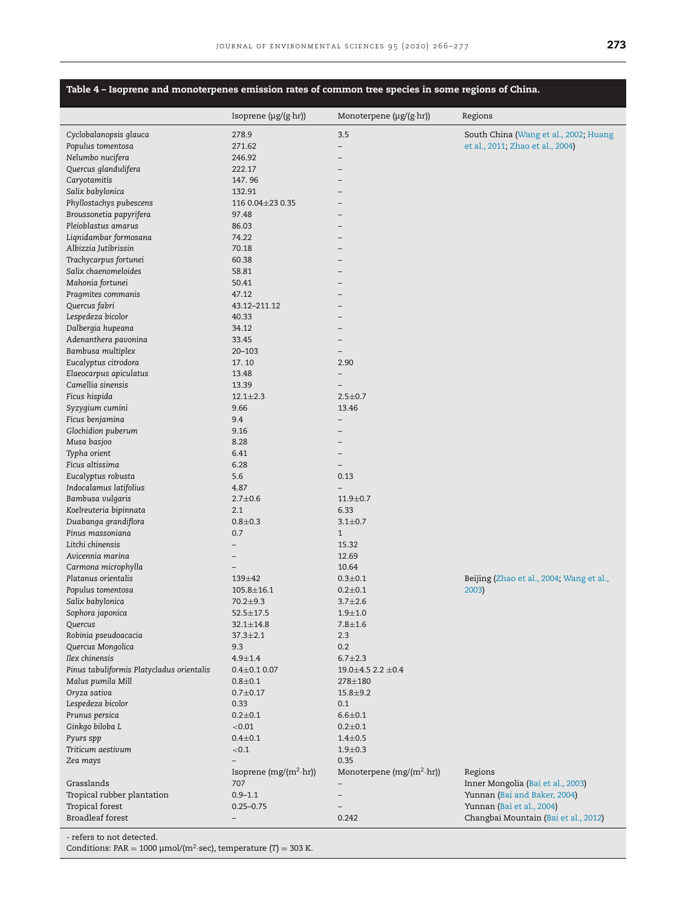**Table 4 – Isoprene and monoterpenes emission rates of common tree species in some regions of China.**

| | Isoprene (μg/(g·hr)) | Monoterpene (μg/(g·hr)) | Regions |
|---|---|---|---|
| *Cyclobalanopsis glauca* | 278.9 | 3.5 | South China (Wang et al., 2002; Huang et al., 2011; Zhao et al., 2004) |
| *Populus tomentosa* | 271.62 | – | |
| *Nelumbo nucifera* | 246.92 | – | |
| *Quercus glandulifera* | 222.17 | – | |
| *Caryotamitis* | 147. 96 | – | |
| *Salix babylonica* | 132.91 | – | |
| *Phyllostachys pubescens* | 116 0.04±23 0.35 | – | |
| *Broussonetia papyrifera* | 97.48 | – | |
| *Pleioblastus amarus* | 86.03 | – | |
| *Liqnidambar formosana* | 74.22 | – | |
| *Albizzia Jutibrissin* | 70.18 | – | |
| *Trachycarpus fortunei* | 60.38 | – | |
| *Salix chaenomeloides* | 58.81 | – | |
| *Mahonia fortunei* | 50.41 | – | |
| *Pragmites communis* | 47.12 | – | |
| *Quercus fabri* | 43.12–211.12 | – | |
| *Lespedeza bicolor* | 40.33 | – | |
| *Dalbergia hupeana* | 34.12 | – | |
| *Adenanthera pavonina* | 33.45 | – | |
| *Bambusa multiplex* | 20–103 | – | |
| *Eucalyptus citrodora* | 17. 10 | 2.90 | |
| *Elaeocarpus apiculatus* | 13.48 | – | |
| *Camellia sinensis* | 13.39 | – | |
| *Ficus hispida* | 12.1±2.3 | 2.5±0.7 | |
| *Syzygium cumini* | 9.66 | 13.46 | |
| *Ficus benjamina* | 9.4 | – | |
| *Glochidion puberum* | 9.16 | – | |
| *Musa basjoo* | 8.28 | – | |
| *Typha orient* | 6.41 | – | |
| *Ficus altissima* | 6.28 | – | |
| *Eucalyptus robusta* | 5.6 | 0.13 | |
| *Indocalamus latifolius* | 4.87 | – | |
| *Bambusa vulgaris* | 2.7±0.6 | 11.9±0.7 | |
| *Koelreuteria bipinnata* | 2.1 | 6.33 | |
| *Duabanga grandiflora* | 0.8±0.3 | 3.1±0.7 | |
| *Pinus massoniana* | 0.7 | 1 | |
| *Litchi chinensis* | – | 15.32 | |
| *Avicennia marina* | – | 12.69 | |
| *Carmona microphylla* | – | 10.64 | |
| *Platanus orientalis* | 139±42 | 0.3±0.1 | Beijing (Zhao et al., 2004; Wang et al., 2003) |
| *Populus tomentosa* | 105.8±16.1 | 0.2±0.1 | |
| *Salix babylonica* | 70.2±9.3 | 3.7±2.6 | |
| *Sophora japonica* | 52.5±17.5 | 1.9±1.0 | |
| *Quercus* | 32.1±14.8 | 7.8±1.6 | |
| *Robinia pseudoacacia* | 37.3±2.1 | 2.3 | |
| *Quercus Mongolica* | 9.3 | 0.2 | |
| *Ilex chinensis* | 4.9±1.4 | 6.7±2.3 | |
| *Pinus tabuliformis Platycladus orientalis* | 0.4±0.1 0.07 | 19.0±4.5 2.2 ±0.4 | |
| *Malus pumila Mill* | 0.8±0.1 | 278±180 | |
| *Oryza sativa* | 0.7±0.17 | 15.8±9.2 | |
| *Lespedeza bicolor* | 0.33 | 0.1 | |
| *Prunus persica* | 0.2±0.1 | 6.6±0.1 | |
| *Ginkgo biloba L* | <0.01 | 0.2±0.1 | |
| *Pyurs spp* | 0.4±0.1 | 1.4±0.5 | |
| *Triticum aestivum* | <0.1 | 1.9±0.3 | |
| *Zea mays* | – | 0.35 | |
| | Isoprene (mg/(m$^2$·hr)) | Monoterpene (mg/(m$^2$·hr)) | Regions |
| Grasslands | 707 | – | Inner Mongolia (Bai et al., 2003) |
| Tropical rubber plantation | 0.9–1.1 | – | Yunnan (Bai and Baker, 2004) |
| Tropical forest | 0.25–0.75 | – | Yunnan (Bai et al., 2004) |
| Broadleaf forest | – | 0.242 | Changbai Mountain (Bai et al., 2012) |

- refers to not detected.
Conditions: PAR = 1000 μmol/(m$^2$·sec), temperature ($T$) = 303 K.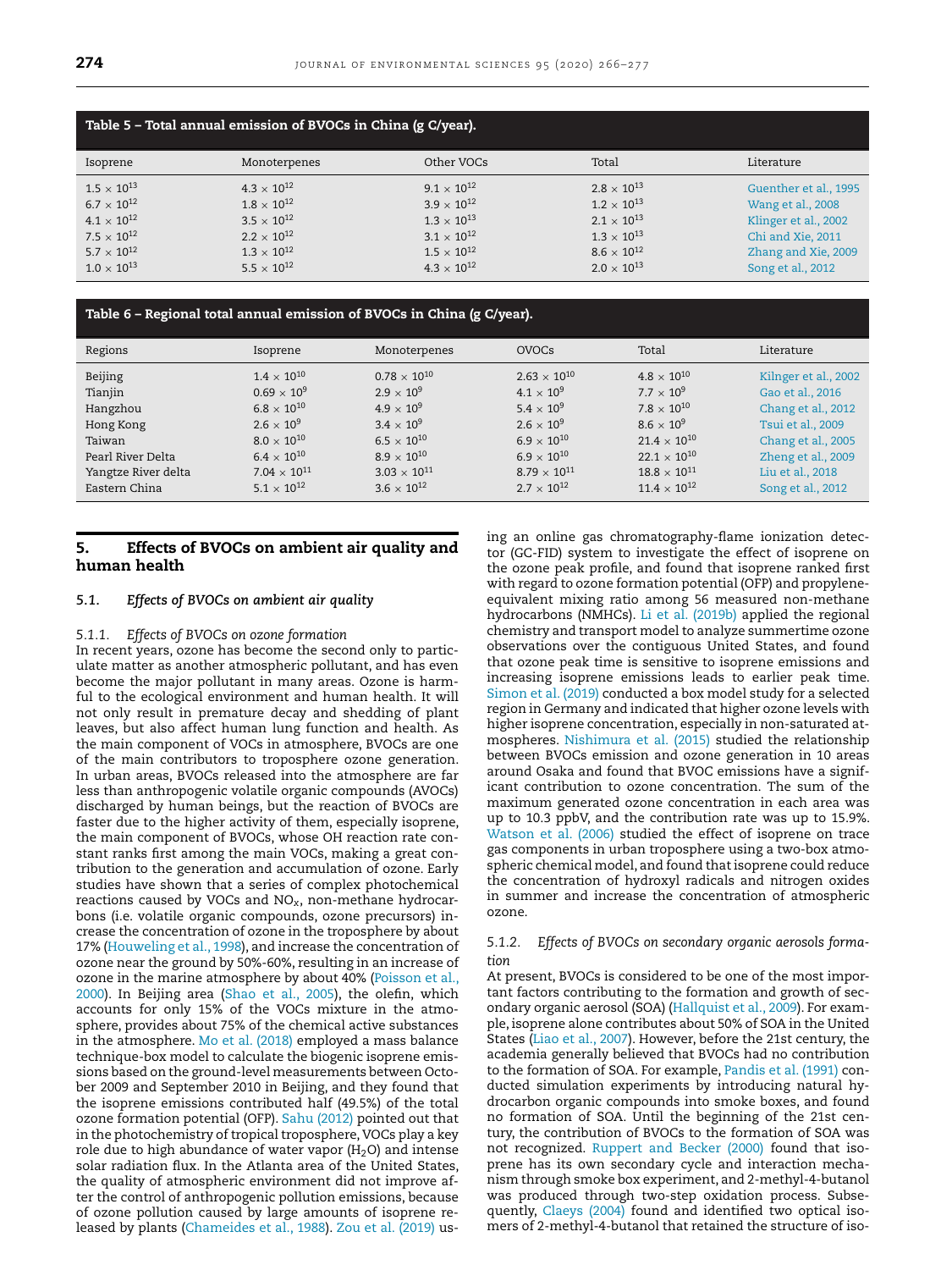**Table 5 – Total annual emission of BVOCs in China (g C/year).**

| Isoprene | Monoterpenes | Other VOCs | Total | Literature |
|---|---|---|---|---|
| $1.5 \times 10^{13}$ | $4.3 \times 10^{12}$ | $9.1 \times 10^{12}$ | $2.8 \times 10^{13}$ | Guenther et al., 1995 |
| $6.7 \times 10^{12}$ | $1.8 \times 10^{12}$ | $3.9 \times 10^{12}$ | $1.2 \times 10^{13}$ | Wang et al., 2008 |
| $4.1 \times 10^{12}$ | $3.5 \times 10^{12}$ | $1.3 \times 10^{13}$ | $2.1 \times 10^{13}$ | Klinger et al., 2002 |
| $7.5 \times 10^{12}$ | $2.2 \times 10^{12}$ | $3.1 \times 10^{12}$ | $1.3 \times 10^{13}$ | Chi and Xie, 2011 |
| $5.7 \times 10^{12}$ | $1.3 \times 10^{12}$ | $1.5 \times 10^{12}$ | $8.6 \times 10^{12}$ | Zhang and Xie, 2009 |
| $1.0 \times 10^{13}$ | $5.5 \times 10^{12}$ | $4.3 \times 10^{12}$ | $2.0 \times 10^{13}$ | Song et al., 2012 |

**Table 6 – Regional total annual emission of BVOCs in China (g C/year).**

| Regions | Isoprene | Monoterpenes | OVOCs | Total | Literature |
|---|---|---|---|---|---|
| Beijing | $1.4 \times 10^{10}$ | $0.78 \times 10^{10}$ | $2.63 \times 10^{10}$ | $4.8 \times 10^{10}$ | Kilnger et al., 2002 |
| Tianjin | $0.69 \times 10^{9}$ | $2.9 \times 10^{9}$ | $4.1 \times 10^{9}$ | $7.7 \times 10^{9}$ | Gao et al., 2016 |
| Hangzhou | $6.8 \times 10^{10}$ | $4.9 \times 10^{9}$ | $5.4 \times 10^{9}$ | $7.8 \times 10^{10}$ | Chang et al., 2012 |
| Hong Kong | $2.6 \times 10^{9}$ | $3.4 \times 10^{9}$ | $2.6 \times 10^{9}$ | $8.6 \times 10^{9}$ | Tsui et al., 2009 |
| Taiwan | $8.0 \times 10^{10}$ | $6.5 \times 10^{10}$ | $6.9 \times 10^{10}$ | $21.4 \times 10^{10}$ | Chang et al., 2005 |
| Pearl River Delta | $6.4 \times 10^{10}$ | $8.9 \times 10^{10}$ | $6.9 \times 10^{10}$ | $22.1 \times 10^{10}$ | Zheng et al., 2009 |
| Yangtze River delta | $7.04 \times 10^{11}$ | $3.03 \times 10^{11}$ | $8.79 \times 10^{11}$ | $18.8 \times 10^{11}$ | Liu et al., 2018 |
| Eastern China | $5.1 \times 10^{12}$ | $3.6 \times 10^{12}$ | $2.7 \times 10^{12}$ | $11.4 \times 10^{12}$ | Song et al., 2012 |

## 5. Effects of BVOCs on ambient air quality and human health

### 5.1. *Effects of BVOCs on ambient air quality*

#### 5.1.1. *Effects of BVOCs on ozone formation*

In recent years, ozone has become the second only to particulate matter as another atmospheric pollutant, and has even become the major pollutant in many areas. Ozone is harmful to the ecological environment and human health. It will not only result in premature decay and shedding of plant leaves, but also affect human lung function and health. As the main component of VOCs in atmosphere, BVOCs are one of the main contributors to troposphere ozone generation. In urban areas, BVOCs released into the atmosphere are far less than anthropogenic volatile organic compounds (AVOCs) discharged by human beings, but the reaction of BVOCs are faster due to the higher activity of them, especially isoprene, the main component of BVOCs, whose OH reaction rate constant ranks first among the main VOCs, making a great contribution to the generation and accumulation of ozone. Early studies have shown that a series of complex photochemical reactions caused by VOCs and $NO_x$, non-methane hydrocarbons (i.e. volatile organic compounds, ozone precursors) increase the concentration of ozone in the troposphere by about 17% (Houweling et al., 1998), and increase the concentration of ozone near the ground by 50%-60%, resulting in an increase of ozone in the marine atmosphere by about 40% (Poisson et al., 2000). In Beijing area (Shao et al., 2005), the olefin, which accounts for only 15% of the VOCs mixture in the atmosphere, provides about 75% of the chemical active substances in the atmosphere. Mo et al. (2018) employed a mass balance technique-box model to calculate the biogenic isoprene emissions based on the ground-level measurements between October 2009 and September 2010 in Beijing, and they found that the isoprene emissions contributed half (49.5%) of the total ozone formation potential (OFP). Sahu (2012) pointed out that in the photochemistry of tropical troposphere, VOCs play a key role due to high abundance of water vapor ($H_2O$) and intense solar radiation flux. In the Atlanta area of the United States, the quality of atmospheric environment did not improve after the control of anthropogenic pollution emissions, because of ozone pollution caused by large amounts of isoprene released by plants (Chameides et al., 1988). Zou et al. (2019) using an online gas chromatography-flame ionization detector (GC-FID) system to investigate the effect of isoprene on the ozone peak profile, and found that isoprene ranked first with regard to ozone formation potential (OFP) and propylene-equivalent mixing ratio among 56 measured non-methane hydrocarbons (NMHCs). Li et al. (2019b) applied the regional chemistry and transport model to analyze summertime ozone observations over the contiguous United States, and found that ozone peak time is sensitive to isoprene emissions and increasing isoprene emissions leads to earlier peak time. Simon et al. (2019) conducted a box model study for a selected region in Germany and indicated that higher ozone levels with higher isoprene concentration, especially in non-saturated atmospheres. Nishimura et al. (2015) studied the relationship between BVOCs emission and ozone generation in 10 areas around Osaka and found that BVOC emissions have a significant contribution to ozone concentration. The sum of the maximum generated ozone concentration in each area was up to 10.3 ppbV, and the contribution rate was up to 15.9%. Watson et al. (2006) studied the effect of isoprene on trace gas components in urban troposphere using a two-box atmospheric chemical model, and found that isoprene could reduce the concentration of hydroxyl radicals and nitrogen oxides in summer and increase the concentration of atmospheric ozone.

#### 5.1.2. *Effects of BVOCs on secondary organic aerosols formation*

At present, BVOCs is considered to be one of the most important factors contributing to the formation and growth of secondary organic aerosol (SOA) (Hallquist et al., 2009). For example, isoprene alone contributes about 50% of SOA in the United States (Liao et al., 2007). However, before the 21st century, the academia generally believed that BVOCs had no contribution to the formation of SOA. For example, Pandis et al. (1991) conducted simulation experiments by introducing natural hydrocarbon organic compounds into smoke boxes, and found no formation of SOA. Until the beginning of the 21st century, the contribution of BVOCs to the formation of SOA was not recognized. Ruppert and Becker (2000) found that isoprene has its own secondary cycle and interaction mechanism through smoke box experiment, and 2-methyl-4-butanol was produced through two-step oxidation process. Subsequently, Claeys (2004) found and identified two optical isomers of 2-methyl-4-butanol that retained the structure of iso-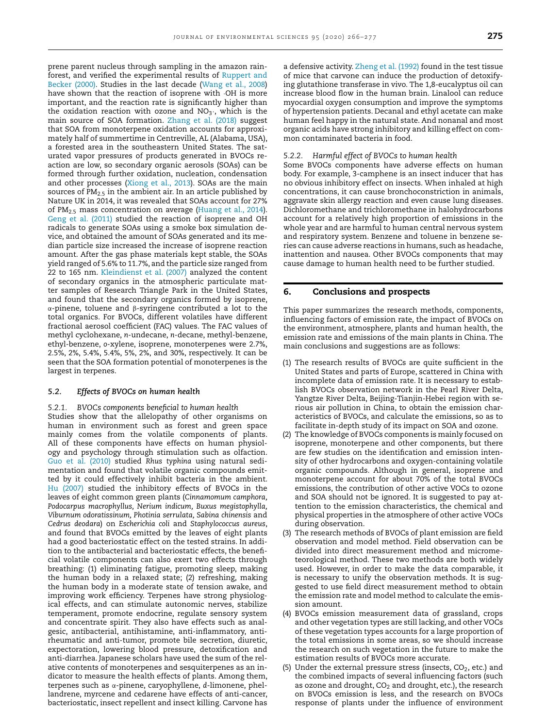prene parent nucleus through sampling in the amazon rainforest, and verified the experimental results of Ruppert and Becker (2000). Studies in the last decade (Wang et al., 2008) have shown that the reaction of isoprene with ·OH is more important, and the reaction rate is significantly higher than the oxidation reaction with ozone and $NO_3$·, which is the main source of SOA formation. Zhang et al. (2018) suggest that SOA from monoterpene oxidation accounts for approximately half of summertime in Centreville, AL (Alabama, USA), a forested area in the southeastern United States. The saturated vapor pressures of products generated in BVOCs reaction are low, so secondary organic aerosols (SOAs) can be formed through further oxidation, nucleation, condensation and other processes (Xiong et al., 2013). SOAs are the main sources of $PM_{2.5}$ in the ambient air. In an article published by Nature UK in 2014, it was revealed that SOAs account for 27% of $PM_{2.5}$ mass concentration on average (Huang et al., 2014). Geng et al. (2011) studied the reaction of isoprene and OH radicals to generate SOAs using a smoke box simulation device, and obtained the amount of SOAs generated and its median particle size increased the increase of isoprene reaction amount. After the gas phase materials kept stable, the SOAs yield ranged of 5.6% to 11.7%, and the particle size ranged from 22 to 165 nm. Kleindienst et al. (2007) analyzed the content of secondary organics in the atmospheric particulate matter samples of Research Triangle Park in the United States, and found that the secondary organics formed by isoprene, α-pinene, toluene and β-syringene contributed a lot to the total organics. For BVOCs, different volatiles have different fractional aerosol coefficient (FAC) values. The FAC values of methyl cyclohexane, *n*-undecane, *n*-decane, methyl-benzene, ethyl-benzene, *o*-xylene, isoprene, monoterpenes were 2.7%, 2.5%, 2%, 5.4%, 5.4%, 5%, 2%, and 30%, respectively. It can be seen that the SOA formation potential of monoterpenes is the largest in terpenes.

### *5.2. Effects of BVOCs on human health*

#### *5.2.1. BVOCs components beneficial to human health*

Studies show that the allelopathy of other organisms on human in environment such as forest and green space mainly comes from the volatile components of plants. All of these components have effects on human physiology and psychology through stimulation such as olfaction. Guo et al. (2010) studied *Rhus typhina* using natural sedimentation and found that volatile organic compounds emitted by it could effectively inhibit bacteria in the ambient. Hu (2007) studied the inhibitory effects of BVOCs in the leaves of eight common green plants (*Cinnamomum camphora, Podocarpus macrophyllus, Nerium indicum, Buxus megistophylla, Viburnum odoratissinum, Photinia serrulata, Sabina chinensis* and *Cedrus deodara*) on *Escherichia coli* and *Staphylococcus aureus*, and found that BVOCs emitted by the leaves of eight plants had a good bacteriostatic effect on the tested strains. In addition to the antibacterial and bacteriostatic effects, the beneficial volatile components can also exert two effects through breathing: (1) eliminating fatigue, promoting sleep, making the human body in a relaxed state; (2) refreshing, making the human body in a moderate state of tension awake, and improving work efficiency. Terpenes have strong physiological effects, and can stimulate autonomic nerves, stabilize temperament, promote endocrine, regulate sensory system and concentrate spirit. They also have effects such as analgesic, antibacterial, antihistamine, anti-inflammatory, antirheumatic and anti-tumor, promote bile secretion, diuretic, expectoration, lowering blood pressure, detoxification and anti-diarrhea. Japanese scholars have used the sum of the relative contents of monoterpenes and sesquiterpenes as an indicator to measure the health effects of plants. Among them, terpenes such as α-pinene, caryophyllene, *d*-limonene, phellandrene, myrcene and cedarene have effects of anti-cancer, bacteriostatic, insect repellent and insect killing. Carvone has a defensive activity. Zheng et al. (1992) found in the test tissue of mice that carvone can induce the production of detoxifying glutathione transferase in vivo. The 1,8-eucalyptus oil can increase blood flow in the human brain. Linalool can reduce myocardial oxygen consumption and improve the symptoms of hypertension patients. Decanal and ethyl acetate can make human feel happy in the natural state. And nonanal and most organic acids have strong inhibitory and killing effect on common contaminated bacteria in food.

#### *5.2.2. Harmful effect of BVOCs to human health*

Some BVOCs components have adverse effects on human body. For example, 3-camphene is an insect inducer that has no obvious inhibitory effect on insects. When inhaled at high concentrations, it can cause bronchoconstriction in animals, aggravate skin allergy reaction and even cause lung diseases. Dichloromethane and trichloromethane in halohydrocarbons account for a relatively high proportion of emissions in the whole year and are harmful to human central nervous system and respiratory system. Benzene and toluene in benzene series can cause adverse reactions in humans, such as headache, inattention and nausea. Other BVOCs components that may cause damage to human health need to be further studied.

## 6. Conclusions and prospects

This paper summarizes the research methods, components, influencing factors of emission rate, the impact of BVOCs on the environment, atmosphere, plants and human health, the emission rate and emissions of the main plants in China. The main conclusions and suggestions are as follows:

(1) The research results of BVOCs are quite sufficient in the United States and parts of Europe, scattered in China with incomplete data of emission rate. It is necessary to establish BVOCs observation network in the Pearl River Delta, Yangtze River Delta, Beijing-Tianjin-Hebei region with serious air pollution in China, to obtain the emission characteristics of BVOCs, and calculate the emissions, so as to facilitate in-depth study of its impact on SOA and ozone.

(2) The knowledge of BVOCs components is mainly focused on isoprene, monoterpene and other components, but there are few studies on the identification and emission intensity of other hydrocarbons and oxygen-containing volatile organic compounds. Although in general, isoprene and monoterpene account for about 70% of the total BVOCs emissions, the contribution of other active VOCs to ozone and SOA should not be ignored. It is suggested to pay attention to the emission characteristics, the chemical and physical properties in the atmosphere of other active VOCs during observation.

(3) The research methods of BVOCs of plant emission are field observation and model method. Field observation can be divided into direct measurement method and micrometeorological method. These two methods are both widely used. However, in order to make the data comparable, it is necessary to unify the observation methods. It is suggested to use field direct measurement method to obtain the emission rate and model method to calculate the emission amount.

(4) BVOCs emission measurement data of grassland, crops and other vegetation types are still lacking, and other VOCs of these vegetation types accounts for a large proportion of the total emissions in some areas, so we should increase the research on such vegetation in the future to make the estimation results of BVOCs more accurate.

(5) Under the external pressure stress (insects, $CO_2$, etc.) and the combined impacts of several influencing factors (such as ozone and drought, $CO_2$ and drought, etc.), the research on BVOCs emission is less, and the research on BVOCs response of plants under the influence of environment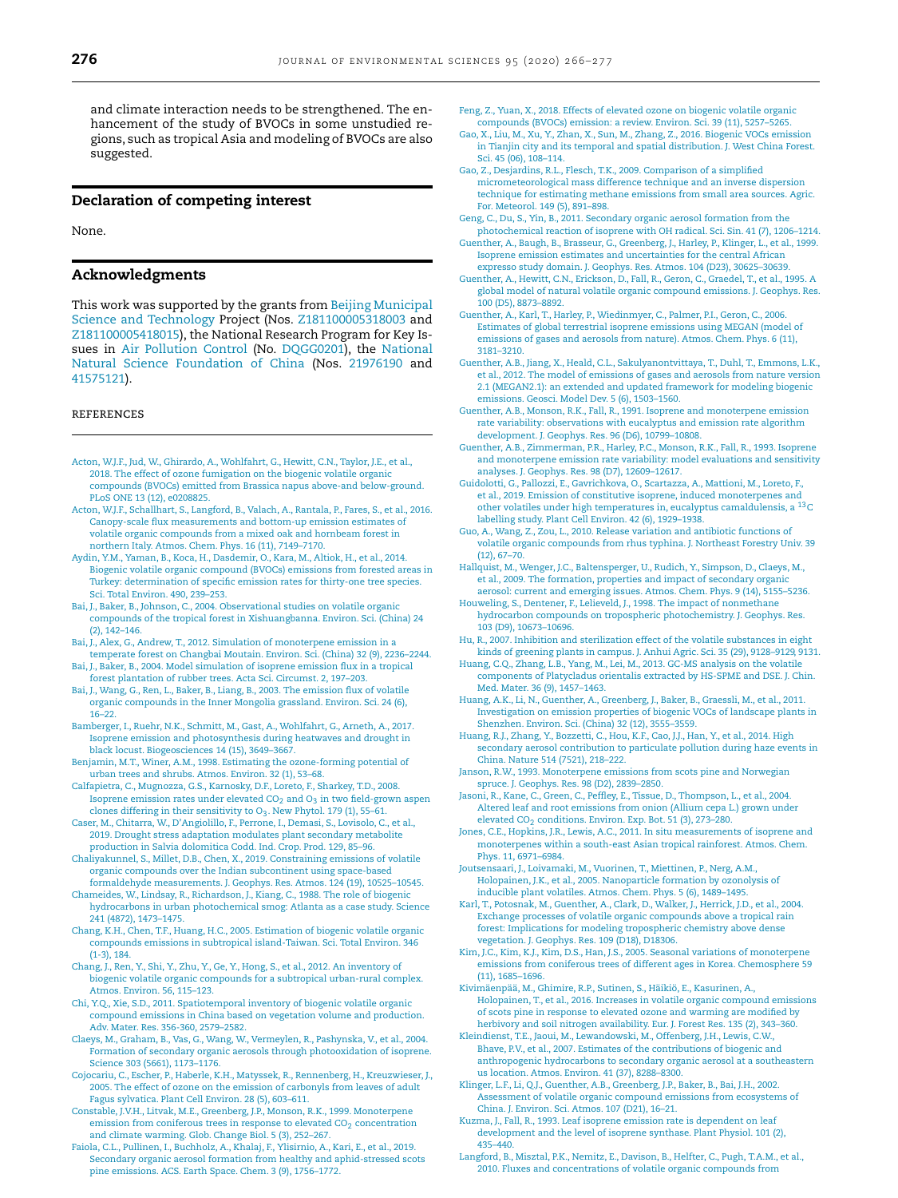and climate interaction needs to be strengthened. The enhancement of the study of BVOCs in some unstudied regions, such as tropical Asia and modeling of BVOCs are also suggested.

## Declaration of competing interest

None.

## Acknowledgments

This work was supported by the grants from Beijing Municipal Science and Technology Project (Nos. Z181100005318003 and Z181100005418015), the National Research Program for Key Issues in Air Pollution Control (No. DQGG0201), the National Natural Science Foundation of China (Nos. 21976190 and 41575121).

## REFERENCES

Acton, W.J.F., Jud, W., Ghirardo, A., Wohlfahrt, G., Hewitt, C.N., Taylor, J.E., et al., 2018. The effect of ozone fumigation on the biogenic volatile organic compounds (BVOCs) emitted from Brassica napus above-and below-ground. PLoS ONE 13 (12), e0208825.

Acton, W.J.F., Schallhart, S., Langford, B., Valach, A., Rantala, P., Fares, S., et al., 2016. Canopy-scale flux measurements and bottom-up emission estimates of volatile organic compounds from a mixed oak and hornbeam forest in northern Italy. Atmos. Chem. Phys. 16 (11), 7149–7170.

Aydin, Y.M., Yaman, B., Koca, H., Dasdemir, O., Kara, M., Altiok, H., et al., 2014. Biogenic volatile organic compound (BVOCs) emissions from forested areas in Turkey: determination of specific emission rates for thirty-one tree species. Sci. Total Environ. 490, 239–253.

Bai, J., Baker, B., Johnson, C., 2004. Observational studies on volatile organic compounds of the tropical forest in Xishuangbanna. Environ. Sci. (China) 24 (2), 142–146.

Bai, J., Alex, G., Andrew, T., 2012. Simulation of monoterpene emission in a temperate forest on Changbai Moutain. Environ. Sci. (China) 32 (9), 2236–2244.

Bai, J., Baker, B., 2004. Model simulation of isoprene emission flux in a tropical forest plantation of rubber trees. Acta Sci. Circumst. 2, 197–203.

Bai, J., Wang, G., Ren, L., Baker, B., Liang, B., 2003. The emission flux of volatile organic compounds in the Inner Mongolia grassland. Environ. Sci. 24 (6), 16–22.

Bamberger, I., Ruehr, N.K., Schmitt, M., Gast, A., Wohlfahrt, G., Arneth, A., 2017. Isoprene emission and photosynthesis during heatwaves and drought in black locust. Biogeosciences 14 (15), 3649–3667.

Benjamin, M.T., Winer, A.M., 1998. Estimating the ozone-forming potential of urban trees and shrubs. Atmos. Environ. 32 (1), 53–68.

Calfapietra, C., Mugnozza, G.S., Karnosky, D.F., Loreto, F., Sharkey, T.D., 2008. Isoprene emission rates under elevated $CO_2$ and $O_3$ in two field-grown aspen clones differing in their sensitivity to $O_3$. New Phytol. 179 (1), 55–61.

Caser, M., Chitarra, W., D'Angiolillo, F., Perrone, I., Demasi, S., Lovisolo, C., et al., 2019. Drought stress adaptation modulates plant secondary metabolite production in Salvia dolomitica Codd. Ind. Crop. Prod. 129, 85–96.

Chaliyakunnel, S., Millet, D.B., Chen, X., 2019. Constraining emissions of volatile organic compounds over the Indian subcontinent using space-based formaldehyde measurements. J. Geophys. Res. Atmos. 124 (19), 10525–10545.

Chameides, W., Lindsay, R., Richardson, J., Kiang, C., 1988. The role of biogenic hydrocarbons in urban photochemical smog: Atlanta as a case study. Science 241 (4872), 1473–1475.

Chang, K.H., Chen, T.F., Huang, H.C., 2005. Estimation of biogenic volatile organic compounds emissions in subtropical island-Taiwan. Sci. Total Environ. 346 (1-3), 184.

Chang, J., Ren, Y., Shi, Y., Zhu, Y., Ge, Y., Hong, S., et al., 2012. An inventory of biogenic volatile organic compounds for a subtropical urban-rural complex. Atmos. Environ. 56, 115–123.

Chi, Y.Q., Xie, S.D., 2011. Spatiotemporal inventory of biogenic volatile organic compound emissions in China based on vegetation volume and production. Adv. Mater. Res. 356-360, 2579–2582.

Claeys, M., Graham, B., Vas, G., Wang, W., Vermeylen, R., Pashynska, V., et al., 2004. Formation of secondary organic aerosols through photooxidation of isoprene. Science 303 (5661), 1173–1176.

Cojocariu, C., Escher, P., Haberle, K.H., Matyssek, R., Rennenberg, H., Kreuzwieser, J., 2005. The effect of ozone on the emission of carbonyls from leaves of adult Fagus sylvatica. Plant Cell Environ. 28 (5), 603–611.

Constable, J.V.H., Litvak, M.E., Greenberg, J.P., Monson, R.K., 1999. Monoterpene emission from coniferous trees in response to elevated $CO_2$ concentration and climate warming. Glob. Change Biol. 5 (3), 252–267.

Faiola, C.L., Pullinen, I., Buchholz, A., Khalaj, F., Ylisirnio, A., Kari, E., et al., 2019. Secondary organic aerosol formation from healthy and aphid-stressed scots pine emissions. ACS. Earth Space. Chem. 3 (9), 1756–1772.

Feng, Z., Yuan, X., 2018. Effects of elevated ozone on biogenic volatile organic compounds (BVOCs) emission: a review. Environ. Sci. 39 (11), 5257–5265.

Gao, X., Liu, M., Xu, Y., Zhan, X., Sun, M., Zhang, Z., 2016. Biogenic VOCs emission in Tianjin city and its temporal and spatial distribution. J. West China Forest. Sci. 45 (06), 108–114.

Gao, Z., Desjardins, R.L., Flesch, T.K., 2009. Comparison of a simplified micrometeorological mass difference technique and an inverse dispersion technique for estimating methane emissions from small area sources. Agric. For. Meteorol. 149 (5), 891–898.

Geng, C., Du, S., Yin, B., 2011. Secondary organic aerosol formation from the photochemical reaction of isoprene with OH radical. Sci. Sin. 41 (7), 1206–1214.

Guenther, A., Baugh, B., Brasseur, G., Greenberg, J., Harley, P., Klinger, L., et al., 1999. Isoprene emission estimates and uncertainties for the central African expresso study domain. J. Geophys. Res. Atmos. 104 (D23), 30625–30639.

Guenther, A., Hewitt, C.N., Erickson, D., Fall, R., Geron, C., Graedel, T., et al., 1995. A global model of natural volatile organic compound emissions. J. Geophys. Res. 100 (D5), 8873–8892.

Guenther, A., Karl, T., Harley, P., Wiedinmyer, C., Palmer, P.I., Geron, C., 2006. Estimates of global terrestrial isoprene emissions using MEGAN (model of emissions of gases and aerosols from nature). Atmos. Chem. Phys. 6 (11), 3181–3210.

Guenther, A.B., Jiang, X., Heald, C.L., Sakulyanontvittaya, T., Duhl, T., Emmons, L.K., et al., 2012. The model of emissions of gases and aerosols from nature version 2.1 (MEGAN2.1): an extended and updated framework for modeling biogenic emissions. Geosci. Model Dev. 5 (6), 1503–1560.

Guenther, A.B., Monson, R.K., Fall, R., 1991. Isoprene and monoterpene emission rate variability: observations with eucalyptus and emission rate algorithm development. J. Geophys. Res. 96 (D6), 10799–10808.

Guenther, A.B., Zimmerman, P.R., Harley, P.C., Monson, R.K., Fall, R., 1993. Isoprene and monoterpene emission rate variability: model evaluations and sensitivity analyses. J. Geophys. Res. 98 (D7), 12609–12617.

Guidolotti, G., Pallozzi, E., Gavrichkova, O., Scartazza, A., Mattioni, M., Loreto, F., et al., 2019. Emission of constitutive isoprene, induced monoterpenes and other volatiles under high temperatures in eucalyptus camaldulensis, a $^{13}C$ labelling study. Plant Cell Environ. 42 (6), 1929–1938.

Guo, A., Wang, Z., Zou, L., 2010. Release variation and antibiotic functions of volatile organic compounds from rhus typhina. J. Northeast Forestry Univ. 39 (12), 67–70.

Hallquist, M., Wenger, J.C., Baltensperger, U., Rudich, Y., Simpson, D., Claeys, M., et al., 2009. The formation, properties and impact of secondary organic aerosol: current and emerging issues. Atmos. Chem. Phys. 9 (14), 5155–5236.

Houweling, S., Dentener, F., Lelieveld, J., 1998. The impact of nonmethane hydrocarbon compounds on tropospheric photochemistry. J. Geophys. Res. 103 (D9), 10673–10696.

Hu, R., 2007. Inhibition and sterilization effect of the volatile substances in eight kinds of greening plants in campus. J. Anhui Agric. Sci. 35 (29), 9128–9129, 9131.

Huang, C.Q., Zhang, L.B., Yang, M., Lei, M., 2013. GC-MS analysis on the volatile components of Platycladus orientalis extracted by HS-SPME and DSE. J. Chin. Med. Mater. 36 (9), 1457–1463.

Huang, A.K., Li, N., Guenther, A., Greenberg, J., Baker, B., Graessli, M., et al., 2011. Investigation on emission properties of biogenic VOCs of landscape plants in Shenzhen. Environ. Sci. (China) 32 (12), 3555–3559.

Huang, R.J., Zhang, Y., Bozzetti, C., Hou, K.F., Cao, J.J., Han, Y., et al., 2014. High secondary aerosol contribution to particulate pollution during haze events in China. Nature 514 (7521), 218–222.

Janson, R.W., 1993. Monoterpene emissions from scots pine and Norwegian spruce. J. Geophys. Res. 98 (D2), 2839–2850.

Jasoni, R., Kane, C., Green, C., Peffley, E., Tissue, D., Thompson, L., et al., 2004. Altered leaf and root emissions from onion (Allium cepa L.) grown under elevated $CO_2$ conditions. Environ. Exp. Bot. 51 (3), 273–280.

Jones, C.E., Hopkins, J.R., Lewis, A.C., 2011. In situ measurements of isoprene and monoterpenes within a south-east Asian tropical rainforest. Atmos. Chem. Phys. 11, 6971–6984.

Joutsensaari, J., Loivamaki, M., Vuorinen, T., Miettinen, P., Nerg, A.M., Holopainen, J.K., et al., 2005. Nanoparticle formation by ozonolysis of inducible plant volatiles. Atmos. Chem. Phys. 5 (6), 1489–1495.

Karl, T., Potosnak, M., Guenther, A., Clark, D., Walker, J., Herrick, J.D., et al., 2004. Exchange processes of volatile organic compounds above a tropical rain forest: Implications for modeling tropospheric chemistry above dense vegetation. J. Geophys. Res. 109 (D18), D18306.

Kim, J.C., Kim, K.J., Kim, D.S., Han, J.S., 2005. Seasonal variations of monoterpene emissions from coniferous trees of different ages in Korea. Chemosphere 59 (11), 1685–1696.

Kivimäenpää, M., Ghimire, R.P., Sutinen, S., Häikiö, E., Kasurinen, A., Holopainen, T., et al., 2016. Increases in volatile organic compound emissions of scots pine in response to elevated ozone and warming are modified by herbivory and soil nitrogen availability. Eur. J. Forest Res. 135 (2), 343–360.

Kleindienst, T.E., Jaoui, M., Lewandowski, M., Offenberg, J.H., Lewis, C.W., Bhave, P.V., et al., 2007. Estimates of the contributions of biogenic and anthropogenic hydrocarbons to secondary organic aerosol at a southeastern us location. Atmos. Environ. 41 (37), 8288–8300.

Klinger, L.F., Li, Q.J., Guenther, A.B., Greenberg, J.P., Baker, B., Bai, J.H., 2002. Assessment of volatile organic compound emissions from ecosystems of China. J. Environ. Sci. Atmos. 107 (D21), 16–21.

Kuzma, J., Fall, R., 1993. Leaf isoprene emission rate is dependent on leaf development and the level of isoprene synthase. Plant Physiol. 101 (2), 435–440.

Langford, B., Misztal, P.K., Nemitz, E., Davison, B., Helfter, C., Pugh, T.A.M., et al., 2010. Fluxes and concentrations of volatile organic compounds from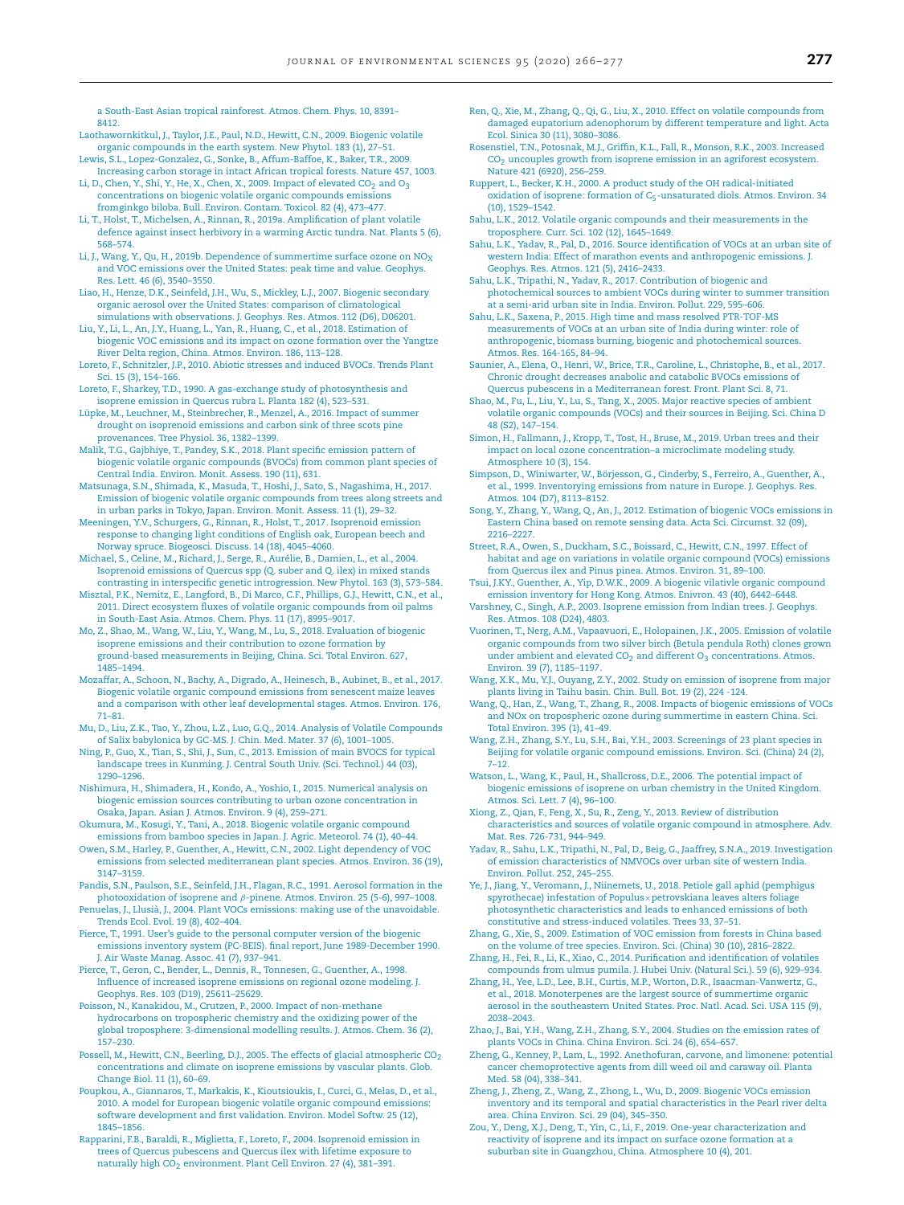a South-East Asian tropical rainforest. Atmos. Chem. Phys. 10, 8391–8412.

Laothawornkitkul, J., Taylor, J.E., Paul, N.D., Hewitt, C.N., 2009. Biogenic volatile organic compounds in the earth system. New Phytol. 183 (1), 27–51.

Lewis, S.L., Lopez-Gonzalez, G., Sonke, B., Affum-Baffoe, K., Baker, T.R., 2009. Increasing carbon storage in intact African tropical forests. Nature 457, 1003.

Li, D., Chen, Y., Shi, Y., He, X., Chen, X., 2009. Impact of elevated $CO_2$ and $O_3$ concentrations on biogenic volatile organic compounds emissions fromginkgo biloba. Bull. Environ. Contam. Toxicol. 82 (4), 473–477.

Li, T., Holst, T., Michelsen, A., Rinnan, R., 2019a. Amplification of plant volatile defence against insect herbivory in a warming Arctic tundra. Nat. Plants 5 (6), 568–574.

Li, J., Wang, Y., Qu, H., 2019b. Dependence of summertime surface ozone on $NO_X$ and VOC emissions over the United States: peak time and value. Geophys. Res. Lett. 46 (6), 3540–3550.

Liao, H., Henze, D.K., Seinfeld, J.H., Wu, S., Mickley, L.J., 2007. Biogenic secondary organic aerosol over the United States: comparison of climatological simulations with observations. J. Geophys. Res. Atmos. 112 (D6), D06201.

Liu, Y., Li, L., An, J.Y., Huang, L., Yan, R., Huang, C., et al., 2018. Estimation of biogenic VOC emissions and its impact on ozone formation over the Yangtze River Delta region, China. Atmos. Environ. 186, 113–128.

Loreto, F., Schnitzler, J.P., 2010. Abiotic stresses and induced BVOCs. Trends Plant Sci. 15 (3), 154–166.

Loreto, F., Sharkey, T.D., 1990. A gas-exchange study of photosynthesis and isoprene emission in Quercus rubra L. Planta 182 (4), 523–531.

Lüpke, M., Leuchner, M., Steinbrecher, R., Menzel, A., 2016. Impact of summer drought on isoprenoid emissions and carbon sink of three scots pine provenances. Tree Physiol. 36, 1382–1399.

Malik, T.G., Gajbhiye, T., Pandey, S.K., 2018. Plant specific emission pattern of biogenic volatile organic compounds (BVOCs) from common plant species of Central India. Environ. Monit. Assess. 190 (11), 631.

Matsunaga, S.N., Shimada, K., Masuda, T., Hoshi, J., Sato, S., Nagashima, H., 2017. Emission of biogenic volatile organic compounds from trees along streets and in urban parks in Tokyo, Japan. Environ. Monit. Assess. 11 (1), 29–32.

Meeningen, Y.V., Schurgers, G., Rinnan, R., Holst, T., 2017. Isoprenoid emission response to changing light conditions of English oak, European beech and Norway spruce. Biogeosci. Discuss. 14 (18), 4045–4060.

Michael, S., Celine, M., Richard, J., Serge, R., Aurélie, B., Damien, L., et al., 2004. Isoprenoid emissions of Quercus spp (Q. suber and Q. ilex) in mixed stands contrasting in interspecific genetic introgression. New Phytol. 163 (3), 573–584.

Misztal, P.K., Nemitz, E., Langford, B., Di Marco, C.F., Phillips, G.J., Hewitt, C.N., et al., 2011. Direct ecosystem fluxes of volatile organic compounds from oil palms in South-East Asia. Atmos. Chem. Phys. 11 (17), 8995–9017.

Mo, Z., Shao, M., Wang, W., Liu, Y., Wang, M., Lu, S., 2018. Evaluation of biogenic isoprene emissions and their contribution to ozone formation by ground-based measurements in Beijing, China. Sci. Total Environ. 627, 1485–1494.

Mozaffar, A., Schoon, N., Bachy, A., Digrado, A., Heinesch, B., Aubinet, B., et al., 2017. Biogenic volatile organic compound emissions from senescent maize leaves and a comparison with other leaf developmental stages. Atmos. Environ. 176, 71–81.

Mu, D., Liu, Z.K., Tao, Y., Zhou, L.Z., Luo, G.Q., 2014. Analysis of Volatile Compounds of Salix babylonica by GC-MS. J. Chin. Med. Mater. 37 (6), 1001–1005.

Ning, P., Guo, X., Tian, S., Shi, J., Sun, C., 2013. Emission of main BVOCS for typical landscape trees in Kunming. J. Central South Univ. (Sci. Technol.) 44 (03), 1290–1296.

Nishimura, H., Shimadera, H., Kondo, A., Yoshio, I., 2015. Numerical analysis on biogenic emission sources contributing to urban ozone concentration in Osaka, Japan. Asian J. Atmos. Environ. 9 (4), 259–271.

Okumura, M., Kosugi, Y., Tani, A., 2018. Biogenic volatile organic compound emissions from bamboo species in Japan. J. Agric. Meteorol. 74 (1), 40–44.

Owen, S.M., Harley, P., Guenther, A., Hewitt, C.N., 2002. Light dependency of VOC emissions from selected mediterranean plant species. Atmos. Environ. 36 (19), 3147–3159.

Pandis, S.N., Paulson, S.E., Seinfeld, J.H., Flagan, R.C., 1991. Aerosol formation in the photooxidation of isoprene and $\beta$-pinene. Atmos. Environ. 25 (5-6), 997–1008.

Penuelas, J., Llusià, J., 2004. Plant VOCs emissions: making use of the unavoidable. Trends Ecol. Evol. 19 (8), 402–404.

Pierce, T., 1991. User's guide to the personal computer version of the biogenic emissions inventory system (PC-BEIS). final report, June 1989-December 1990. J. Air Waste Manag. Assoc. 41 (7), 937–941.

Pierce, T., Geron, C., Bender, L., Dennis, R., Tonnesen, G., Guenther, A., 1998. Influence of increased isoprene emissions on regional ozone modeling. J. Geophys. Res. 103 (D19), 25611–25629.

Poisson, N., Kanakidou, M., Crutzen, P., 2000. Impact of non-methane hydrocarbons on tropospheric chemistry and the oxidizing power of the global troposphere: 3-dimensional modelling results. J. Atmos. Chem. 36 (2), 157–230.

Possell, M., Hewitt, C.N., Beerling, D.J., 2005. The effects of glacial atmospheric $CO_2$ concentrations and climate on isoprene emissions by vascular plants. Glob. Change Biol. 11 (1), 60–69.

Poupkou, A., Giannaros, T., Markakis, K., Kioutsioukis, I., Curci, G., Melas, D., et al., 2010. A model for European biogenic volatile organic compound emissions: software development and first validation. Environ. Model Softw. 25 (12), 1845–1856.

Rapparini, F.B., Baraldi, R., Miglietta, F., Loreto, F., 2004. Isoprenoid emission in trees of Quercus pubescens and Quercus ilex with lifetime exposure to naturally high $CO_2$ environment. Plant Cell Environ. 27 (4), 381–391.

Ren, Q., Xie, M., Zhang, Q., Qi, G., Liu, X., 2010. Effect on volatile compounds from damaged eupatorium adenophorum by different temperature and light. Acta Ecol. Sinica 30 (11), 3080–3086.

Rosenstiel, T.N., Potosnak, M.J., Griffin, K.L., Fall, R., Monson, R.K., 2003. Increased $CO_2$ uncouples growth from isoprene emission in an agriforest ecosystem. Nature 421 (6920), 256–259.

Ruppert, L., Becker, K.H., 2000. A product study of the OH radical-initiated oxidation of isoprene: formation of $C_5$-unsaturated diols. Atmos. Environ. 34 (10), 1529–1542.

Sahu, L.K., 2012. Volatile organic compounds and their measurements in the troposphere. Curr. Sci. 102 (12), 1645–1649.

Sahu, L.K., Yadav, R., Pal, D., 2016. Source identification of VOCs at an urban site of western India: Effect of marathon events and anthropogenic emissions. J. Geophys. Res. Atmos. 121 (5), 2416–2433.

Sahu, L.K., Tripathi, N., Yadav, R., 2017. Contribution of biogenic and photochemical sources to ambient VOCs during winter to summer transition at a semi-arid urban site in India. Environ. Pollut. 229, 595–606.

Sahu, L.K., Saxena, P., 2015. High time and mass resolved PTR-TOF-MS measurements of VOCs at an urban site of India during winter: role of anthropogenic, biomass burning, biogenic and photochemical sources. Atmos. Res. 164-165, 84–94.

Saunier, A., Elena, O., Henri, W., Brice, T.R., Caroline, L., Christophe, B., et al., 2017. Chronic drought decreases anabolic and catabolic BVOCs emissions of Quercus pubescens in a Mediterranean forest. Front. Plant Sci. 8, 71.

Shao, M., Fu, L., Liu, Y., Lu, S., Tang, X., 2005. Major reactive species of ambient volatile organic compounds (VOCs) and their sources in Beijing. Sci. China D 48 (S2), 147–154.

Simon, H., Fallmann, J., Kropp, T., Tost, H., Bruse, M., 2019. Urban trees and their impact on local ozone concentration–a microclimate modeling study. Atmosphere 10 (3), 154.

Simpson, D., Winiwarter, W., Börjesson, G., Cinderby, S., Ferreiro, A., Guenther, A., et al., 1999. Inventorying emissions from nature in Europe. J. Geophys. Res. Atmos. 104 (D7), 8113–8152.

Song, Y., Zhang, Y., Wang, Q., An, J., 2012. Estimation of biogenic VOCs emissions in Eastern China based on remote sensing data. Acta Sci. Circumst. 32 (09), 2216–2227.

Street, R.A., Owen, S., Duckham, S.C., Boissard, C., Hewitt, C.N., 1997. Effect of habitat and age on variations in volatile organic compound (VOCs) emissions from Quercus ilex and Pinus pinea. Atmos. Environ. 31, 89–100.

Tsui, J.KY., Guenther, A., Yip, D.W.K., 2009. A biogenic vilatvile organic compound emission inventory for Hong Kong. Atmos. Environ. 43 (40), 6442–6448.

Varshney, C., Singh, A.P., 2003. Isoprene emission from Indian trees. J. Geophys. Res. Atmos. 108 (D24), 4803.

Vuorinen, T., Nerg, A.M., Vapaavuori, E., Holopainen, J.K., 2005. Emission of volatile organic compounds from two silver birch (Betula pendula Roth) clones grown under ambient and elevated $CO_2$ and different $O_3$ concentrations. Atmos. Environ. 39 (7), 1185–1197.

Wang, X.K., Mu, Y.J., Ouyang, Z.Y., 2002. Study on emission of isoprene from major plants living in Taihu basin. Chin. Bull. Bot. 19 (2), 224 -124.

Wang, Q., Han, Z., Wang, T., Zhang, R., 2008. Impacts of biogenic emissions of VOCs and NOx on tropospheric ozone during summertime in eastern China. Sci. Total Environ. 395 (1), 41–49.

Wang, Z.H., Zhang, S.Y., Lu, S.H., Bai, Y.H., 2003. Screenings of 23 plant species in Beijing for volatile organic compound emissions. Environ. Sci. (China) 24 (2), 7–12.

Watson, L., Wang, K., Paul, H., Shallcross, D.E., 2006. The potential impact of biogenic emissions of isoprene on urban chemistry in the United Kingdom. Atmos. Sci. Lett. 7 (4), 96–100.

Xiong, Z., Qian, F., Feng, X., Su, R., Zeng, Y., 2013. Review of distribution characteristics and sources of volatile organic compound in atmosphere. Adv. Mat. Res. 726-731, 944–949.

Yadav, R., Sahu, L.K., Tripathi, N., Pal, D., Beig, G., Jaaffrey, S.N.A., 2019. Investigation of emission characteristics of NMVOCs over urban site of western India. Environ. Pollut. 252, 245–255.

Ye, J., Jiang, Y., Veromann, J., Niinemets, U., 2018. Petiole gall aphid (pemphigus spyrothecae) infestation of Populus×petrovskiana leaves alters foliage photosynthetic characteristics and leads to enhanced emissions of both constitutive and stress-induced volatiles. Trees 33, 37–51.

Zhang, G., Xie, S., 2009. Estimation of VOC emission from forests in China based on the volume of tree species. Environ. Sci. (China) 30 (10), 2816–2822.

Zhang, H., Fei, R., Li, K., Xiao, C., 2014. Purification and identification of volatiles compounds from ulmus pumila. J. Hubei Univ. (Natural Sci.). 59 (6), 929–934.

Zhang, H., Yee, L.D., Lee, B.H., Curtis, M.P., Worton, D.R., Isaacman-Vanwertz, G., et al., 2018. Monoterpenes are the largest source of summertime organic aerosol in the southeastern United States. Proc. Natl. Acad. Sci. USA 115 (9), 2038–2043.

Zhao, J., Bai, Y.H., Wang, Z.H., Zhang, S.Y., 2004. Studies on the emission rates of plants VOCs in China. China Environ. Sci. 24 (6), 654–657.

Zheng, G., Kenney, P., Lam, L., 1992. Anethofuran, carvone, and limonene: potential cancer chemoprotective agents from dill weed oil and caraway oil. Planta Med. 58 (04), 338–341.

Zheng, J., Zheng, Z., Wang, Z., Zhong, L., Wu, D., 2009. Biogenic VOCs emission inventory and its temporal and spatial characteristics in the Pearl river delta area. China Environ. Sci. 29 (04), 345–350.

Zou, Y., Deng, X.J., Deng, T., Yin, C., Li, F., 2019. One-year characterization and reactivity of isoprene and its impact on surface ozone formation at a suburban site in Guangzhou, China. Atmosphere 10 (4), 201.